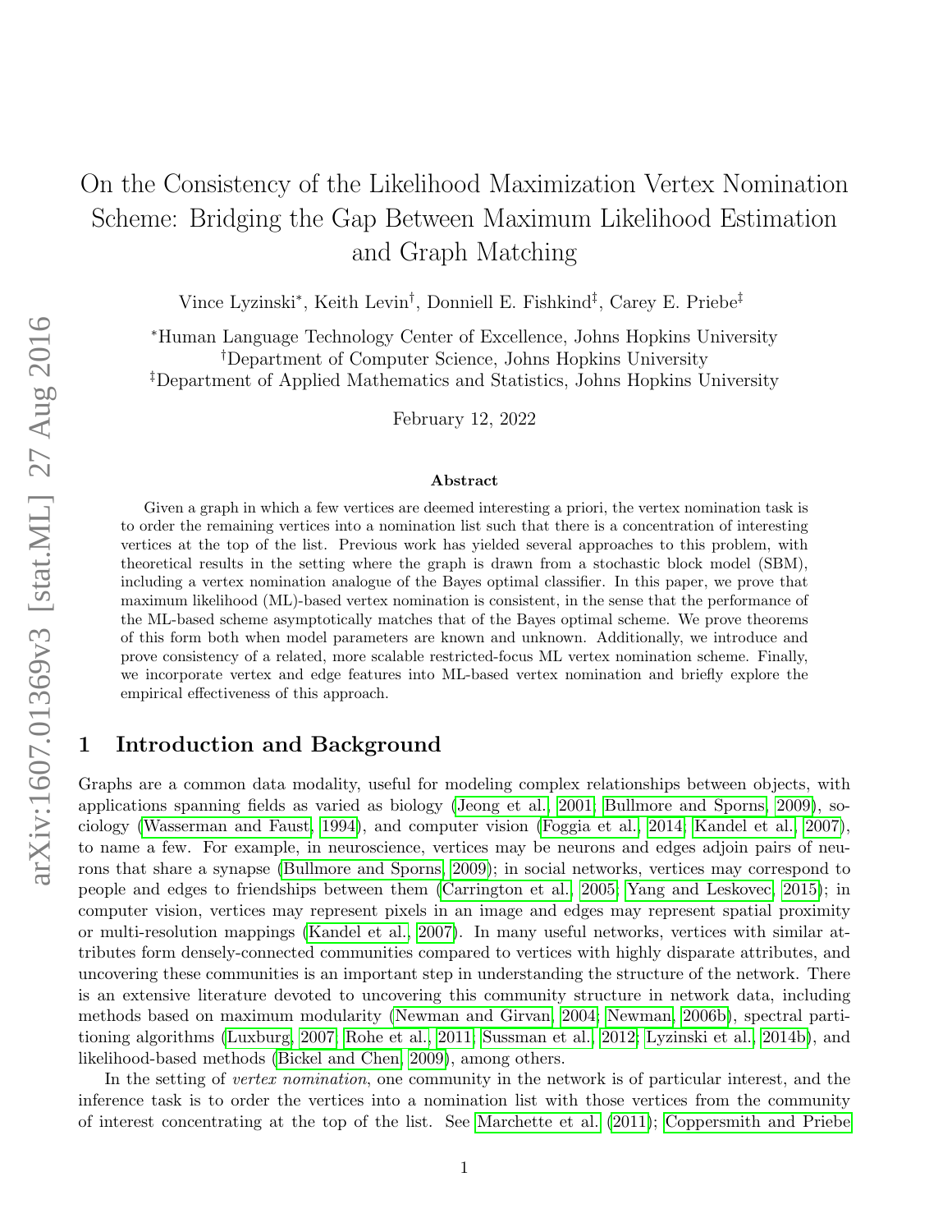# On the Consistency of the Likelihood Maximization Vertex Nomination Scheme: Bridging the Gap Between Maximum Likelihood Estimation and Graph Matching

Vince Lyzinski[*], Keith Levin[†], Donniell E. Fishkind[‡], Carey E. Priebe[‡]

[*]Human Language Technology Center of Excellence, Johns Hopkins University
[†]Department of Computer Science, Johns Hopkins University
[‡]Department of Applied Mathematics and Statistics, Johns Hopkins University

February 12, 2022

### Abstract

Given a graph in which a few vertices are deemed interesting a priori, the vertex nomination task is to order the remaining vertices into a nomination list such that there is a concentration of interesting vertices at the top of the list. Previous work has yielded several approaches to this problem, with theoretical results in the setting where the graph is drawn from a stochastic block model (SBM), including a vertex nomination analogue of the Bayes optimal classifier. In this paper, we prove that maximum likelihood (ML)-based vertex nomination is consistent, in the sense that the performance of the ML-based scheme asymptotically matches that of the Bayes optimal scheme. We prove theorems of this form both when model parameters are known and unknown. Additionally, we introduce and prove consistency of a related, more scalable restricted-focus ML vertex nomination scheme. Finally, we incorporate vertex and edge features into ML-based vertex nomination and briefly explore the empirical effectiveness of this approach.

## 1 Introduction and Background

Graphs are a common data modality, useful for modeling complex relationships between objects, with applications spanning fields as varied as biology (Jeong et al., 2001; Bullmore and Sporns, 2009), sociology (Wasserman and Faust, 1994), and computer vision (Foggia et al., 2014; Kandel et al., 2007), to name a few. For example, in neuroscience, vertices may be neurons and edges adjoin pairs of neurons that share a synapse (Bullmore and Sporns, 2009); in social networks, vertices may correspond to people and edges to friendships between them (Carrington et al., 2005; Yang and Leskovec, 2015); in computer vision, vertices may represent pixels in an image and edges may represent spatial proximity or multi-resolution mappings (Kandel et al., 2007). In many useful networks, vertices with similar attributes form densely-connected communities compared to vertices with highly disparate attributes, and uncovering these communities is an important step in understanding the structure of the network. There is an extensive literature devoted to uncovering this community structure in network data, including methods based on maximum modularity (Newman and Girvan, 2004; Newman, 2006b), spectral partitioning algorithms (Luxburg, 2007; Rohe et al., 2011; Sussman et al., 2012; Lyzinski et al., 2014b), and likelihood-based methods (Bickel and Chen, 2009), among others.

In the setting of *vertex nomination*, one community in the network is of particular interest, and the inference task is to order the vertices into a nomination list with those vertices from the community of interest concentrating at the top of the list. See Marchette et al. (2011); Coppersmith and Priebe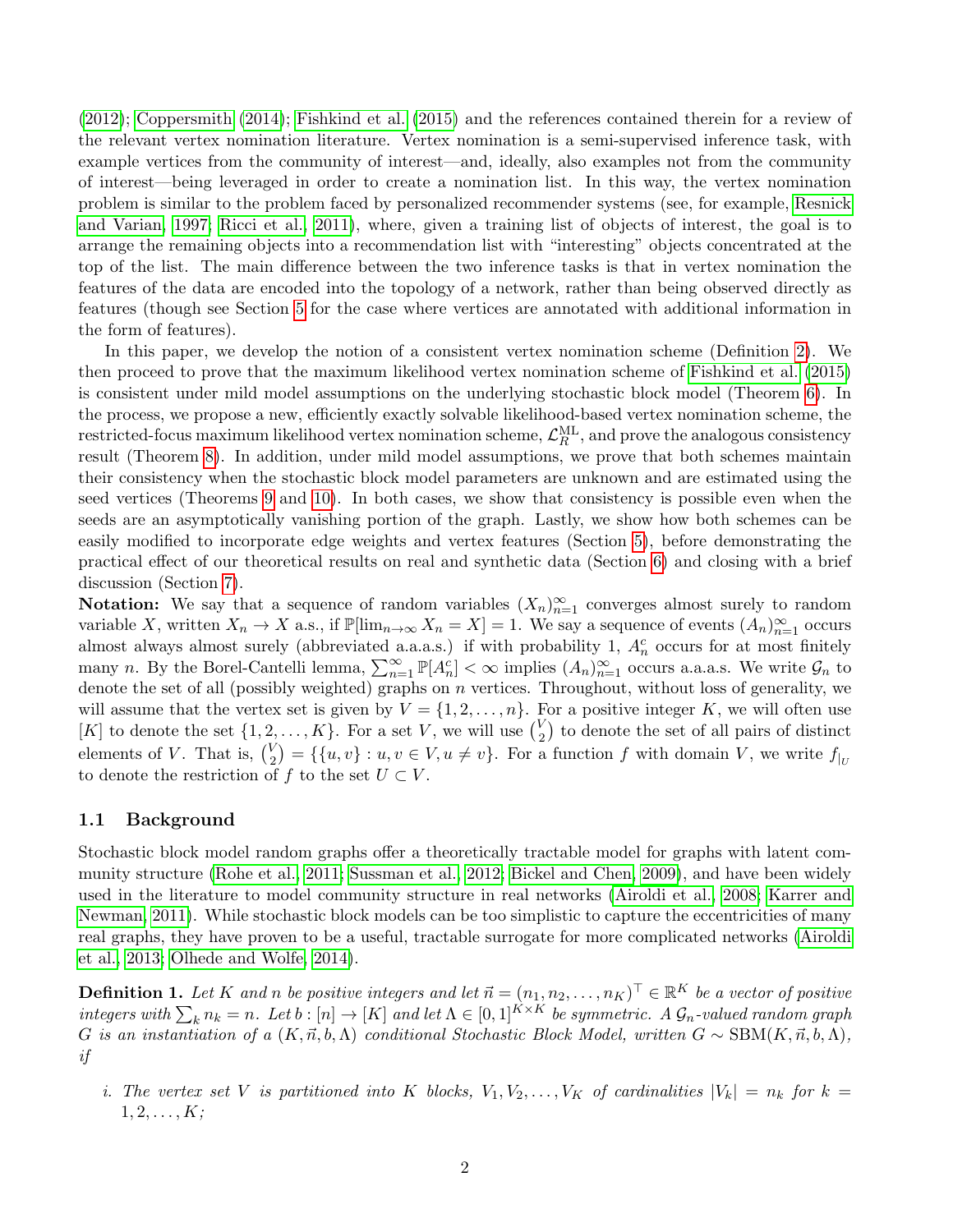(2012); Coppersmith (2014); Fishkind et al. (2015) and the references contained therein for a review of the relevant vertex nomination literature. Vertex nomination is a semi-supervised inference task, with example vertices from the community of interest—and, ideally, also examples not from the community of interest—being leveraged in order to create a nomination list. In this way, the vertex nomination problem is similar to the problem faced by personalized recommender systems (see, for example, Resnick and Varian, 1997; Ricci et al., 2011), where, given a training list of objects of interest, the goal is to arrange the remaining objects into a recommendation list with "interesting" objects concentrated at the top of the list. The main difference between the two inference tasks is that in vertex nomination the features of the data are encoded into the topology of a network, rather than being observed directly as features (though see Section 5 for the case where vertices are annotated with additional information in the form of features).

In this paper, we develop the notion of a consistent vertex nomination scheme (Definition 2). We then proceed to prove that the maximum likelihood vertex nomination scheme of Fishkind et al. (2015) is consistent under mild model assumptions on the underlying stochastic block model (Theorem 6). In the process, we propose a new, efficiently exactly solvable likelihood-based vertex nomination scheme, the restricted-focus maximum likelihood vertex nomination scheme, $\mathcal{L}_R^{\mathrm{ML}}$, and prove the analogous consistency result (Theorem 8). In addition, under mild model assumptions, we prove that both schemes maintain their consistency when the stochastic block model parameters are unknown and are estimated using the seed vertices (Theorems 9 and 10). In both cases, we show that consistency is possible even when the seeds are an asymptotically vanishing portion of the graph. Lastly, we show how both schemes can be easily modified to incorporate edge weights and vertex features (Section 5), before demonstrating the practical effect of our theoretical results on real and synthetic data (Section 6) and closing with a brief discussion (Section 7).

**Notation:** We say that a sequence of random variables $(X_n)_{n=1}^{\infty}$ converges almost surely to random variable $X$, written $X_n \to X$ a.s., if $\mathbb{P}[\lim_{n\to\infty} X_n = X] = 1$. We say a sequence of events $(A_n)_{n=1}^{\infty}$ occurs almost always almost surely (abbreviated a.a.a.s.) if with probability 1, $A_n^c$ occurs for at most finitely many $n$. By the Borel-Cantelli lemma, $\sum_{n=1}^{\infty} \mathbb{P}[A_n^c] < \infty$ implies $(A_n)_{n=1}^{\infty}$ occurs a.a.a.s. We write $\mathcal{G}_n$ to denote the set of all (possibly weighted) graphs on $n$ vertices. Throughout, without loss of generality, we will assume that the vertex set is given by $V = \{1, 2, \ldots, n\}$. For a positive integer $K$, we will often use $[K]$ to denote the set $\{1, 2, \ldots, K\}$. For a set $V$, we will use $\binom{V}{2}$ to denote the set of all pairs of distinct elements of $V$. That is, $\binom{V}{2} = \{\{u, v\} : u, v \in V, u \neq v\}$. For a function $f$ with domain $V$, we write $f_{|_U}$ to denote the restriction of $f$ to the set $U \subset V$.

### 1.1 Background

Stochastic block model random graphs offer a theoretically tractable model for graphs with latent community structure (Rohe et al., 2011; Sussman et al., 2012; Bickel and Chen, 2009), and have been widely used in the literature to model community structure in real networks (Airoldi et al., 2008; Karrer and Newman, 2011). While stochastic block models can be too simplistic to capture the eccentricities of many real graphs, they have proven to be a useful, tractable surrogate for more complicated networks (Airoldi et al., 2013; Olhede and Wolfe, 2014).

**Definition 1.** *Let $K$ and $n$ be positive integers and let $\vec{n} = (n_1, n_2, \ldots, n_K)^\top \in \mathbb{R}^K$ be a vector of positive integers with $\sum_k n_k = n$. Let $b : [n] \to [K]$ and let $\Lambda \in [0,1]^{K \times K}$ be symmetric. A $\mathcal{G}_n$-valued random graph $G$ is an instantiation of a $(K, \vec{n}, b, \Lambda)$ conditional Stochastic Block Model, written $G \sim \mathrm{SBM}(K, \vec{n}, b, \Lambda)$, if*

*i. The vertex set $V$ is partitioned into $K$ blocks, $V_1, V_2, \ldots, V_K$ of cardinalities $|V_k| = n_k$ for $k = 1, 2, \ldots, K$;*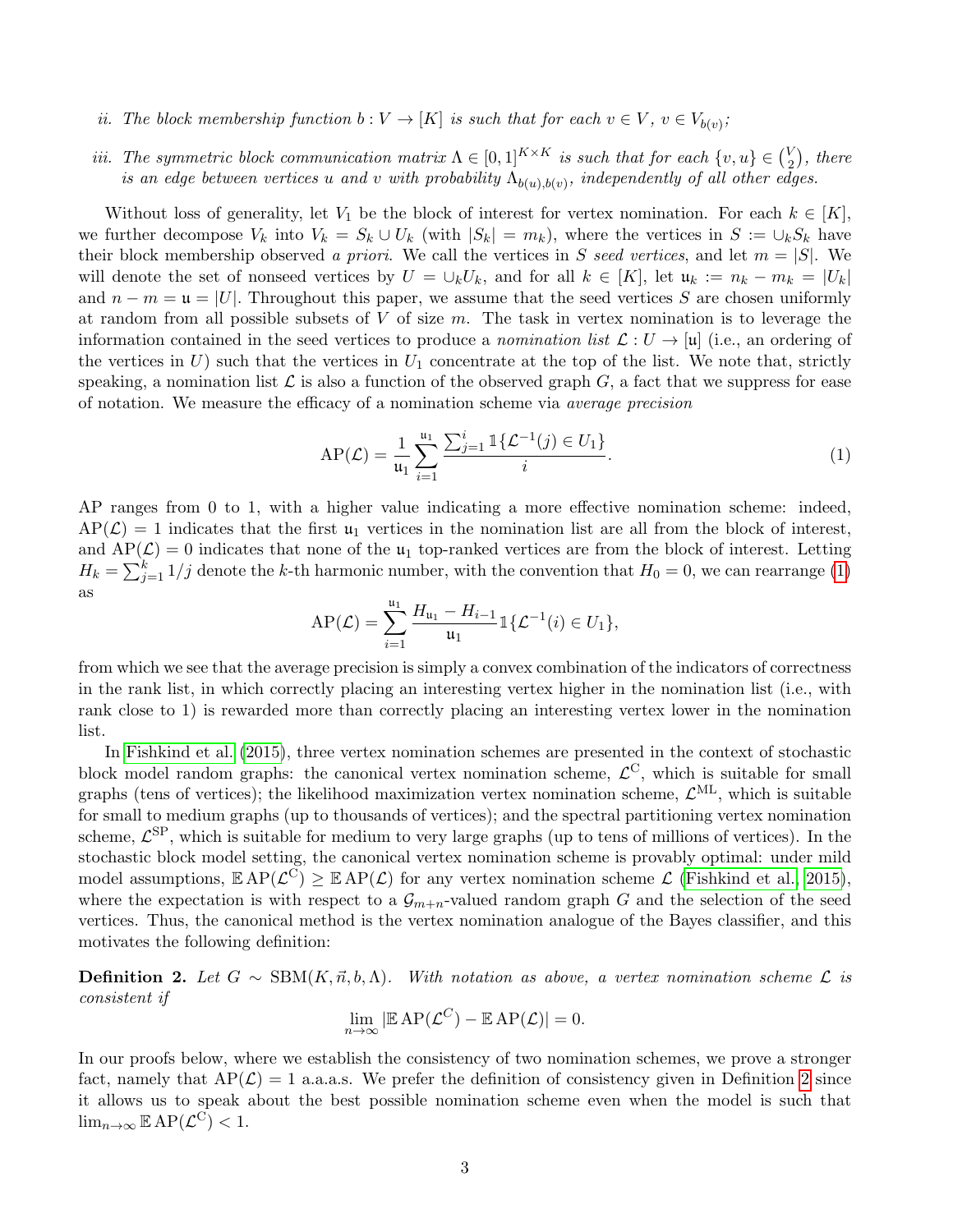*ii. The block membership function $b : V \to [K]$ is such that for each $v \in V$, $v \in V_{b(v)}$;*

*iii. The symmetric block communication matrix $\Lambda \in [0,1]^{K\times K}$ is such that for each $\{v,u\} \in \binom{V}{2}$, there is an edge between vertices $u$ and $v$ with probability $\Lambda_{b(u),b(v)}$, independently of all other edges.*

Without loss of generality, let $V_1$ be the block of interest for vertex nomination. For each $k \in [K]$, we further decompose $V_k$ into $V_k = S_k \cup U_k$ (with $|S_k| = m_k$), where the vertices in $S := \cup_k S_k$ have their block membership observed *a priori*. We call the vertices in $S$ *seed vertices*, and let $m = |S|$. We will denote the set of nonseed vertices by $U = \cup_k U_k$, and for all $k \in [K]$, let $\mathfrak{u}_k := n_k - m_k = |U_k|$ and $n - m = \mathfrak{u} = |U|$. Throughout this paper, we assume that the seed vertices $S$ are chosen uniformly at random from all possible subsets of $V$ of size $m$. The task in vertex nomination is to leverage the information contained in the seed vertices to produce a *nomination list* $\mathcal{L} : U \to [\mathfrak{u}]$ (i.e., an ordering of the vertices in $U$) such that the vertices in $U_1$ concentrate at the top of the list. We note that, strictly speaking, a nomination list $\mathcal{L}$ is also a function of the observed graph $G$, a fact that we suppress for ease of notation. We measure the efficacy of a nomination scheme via *average precision*

$$\mathrm{AP}(\mathcal{L}) = \frac{1}{\mathfrak{u}_1} \sum_{i=1}^{\mathfrak{u}_1} \frac{\sum_{j=1}^{i} \mathbb{1}\{\mathcal{L}^{-1}(j) \in U_1\}}{i}. \tag{1}$$

AP ranges from 0 to 1, with a higher value indicating a more effective nomination scheme: indeed, $\mathrm{AP}(\mathcal{L}) = 1$ indicates that the first $\mathfrak{u}_1$ vertices in the nomination list are all from the block of interest, and $\mathrm{AP}(\mathcal{L}) = 0$ indicates that none of the $\mathfrak{u}_1$ top-ranked vertices are from the block of interest. Letting $H_k = \sum_{j=1}^{k} 1/j$ denote the $k$-th harmonic number, with the convention that $H_0 = 0$, we can rearrange (1) as

$$\mathrm{AP}(\mathcal{L}) = \sum_{i=1}^{\mathfrak{u}_1} \frac{H_{\mathfrak{u}_1} - H_{i-1}}{\mathfrak{u}_1} \mathbb{1}\{\mathcal{L}^{-1}(i) \in U_1\},$$

from which we see that the average precision is simply a convex combination of the indicators of correctness in the rank list, in which correctly placing an interesting vertex higher in the nomination list (i.e., with rank close to 1) is rewarded more than correctly placing an interesting vertex lower in the nomination list.

In Fishkind et al. (2015), three vertex nomination schemes are presented in the context of stochastic block model random graphs: the canonical vertex nomination scheme, $\mathcal{L}^{\mathrm{C}}$, which is suitable for small graphs (tens of vertices); the likelihood maximization vertex nomination scheme, $\mathcal{L}^{\mathrm{ML}}$, which is suitable for small to medium graphs (up to thousands of vertices); and the spectral partitioning vertex nomination scheme, $\mathcal{L}^{\mathrm{SP}}$, which is suitable for medium to very large graphs (up to tens of millions of vertices). In the stochastic block model setting, the canonical vertex nomination scheme is provably optimal: under mild model assumptions, $\mathbb{E}\,\mathrm{AP}(\mathcal{L}^{\mathrm{C}}) \geq \mathbb{E}\,\mathrm{AP}(\mathcal{L})$ for any vertex nomination scheme $\mathcal{L}$ (Fishkind et al., 2015), where the expectation is with respect to a $\mathcal{G}_{m+n}$-valued random graph $G$ and the selection of the seed vertices. Thus, the canonical method is the vertex nomination analogue of the Bayes classifier, and this motivates the following definition:

**Definition 2.** *Let $G \sim \mathrm{SBM}(K, \vec{n}, b, \Lambda)$. With notation as above, a vertex nomination scheme $\mathcal{L}$ is consistent if*

$$\lim_{n\to\infty} |\mathbb{E}\,\mathrm{AP}(\mathcal{L}^{C}) - \mathbb{E}\,\mathrm{AP}(\mathcal{L})| = 0.$$

In our proofs below, where we establish the consistency of two nomination schemes, we prove a stronger fact, namely that $\mathrm{AP}(\mathcal{L}) = 1$ a.a.a.s. We prefer the definition of consistency given in Definition 2 since it allows us to speak about the best possible nomination scheme even when the model is such that $\lim_{n\to\infty} \mathbb{E}\,\mathrm{AP}(\mathcal{L}^{\mathrm{C}}) < 1$.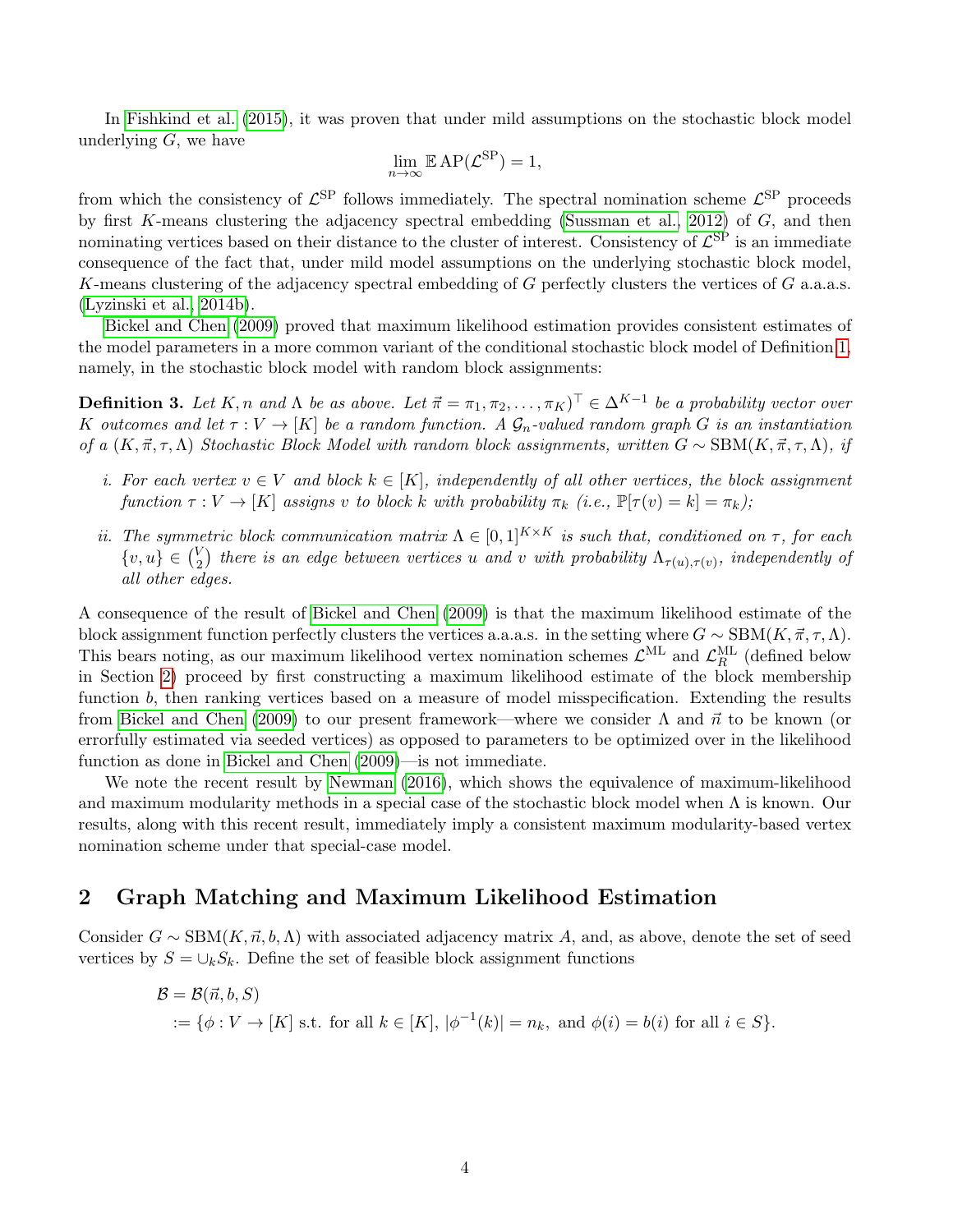In Fishkind et al. (2015), it was proven that under mild assumptions on the stochastic block model underlying $G$, we have

$$\lim_{n\to\infty} \mathbb{E}\,\mathrm{AP}(\mathcal{L}^{\mathrm{SP}}) = 1,$$

from which the consistency of $\mathcal{L}^{\mathrm{SP}}$ follows immediately. The spectral nomination scheme $\mathcal{L}^{\mathrm{SP}}$ proceeds by first $K$-means clustering the adjacency spectral embedding (Sussman et al., 2012) of $G$, and then nominating vertices based on their distance to the cluster of interest. Consistency of $\mathcal{L}^{\mathrm{SP}}$ is an immediate consequence of the fact that, under mild model assumptions on the underlying stochastic block model, $K$-means clustering of the adjacency spectral embedding of $G$ perfectly clusters the vertices of $G$ a.a.a.s. (Lyzinski et al., 2014b).

Bickel and Chen (2009) proved that maximum likelihood estimation provides consistent estimates of the model parameters in a more common variant of the conditional stochastic block model of Definition 1, namely, in the stochastic block model with random block assignments:

**Definition 3.** *Let $K, n$ and $\Lambda$ be as above. Let $\vec{\pi} = \pi_1, \pi_2, \ldots, \pi_K)^\top \in \Delta^{K-1}$ be a probability vector over $K$ outcomes and let $\tau : V \to [K]$ be a random function. A $\mathcal{G}_n$-valued random graph $G$ is an instantiation of a $(K, \vec{\pi}, \tau, \Lambda)$ Stochastic Block Model with random block assignments, written $G \sim \mathrm{SBM}(K, \vec{\pi}, \tau, \Lambda)$, if*

*i. For each vertex $v \in V$ and block $k \in [K]$, independently of all other vertices, the block assignment function $\tau : V \to [K]$ assigns $v$ to block $k$ with probability $\pi_k$ (i.e., $\mathbb{P}[\tau(v) = k] = \pi_k$);*

*ii. The symmetric block communication matrix $\Lambda \in [0,1]^{K\times K}$ is such that, conditioned on $\tau$, for each $\{v, u\} \in \binom{V}{2}$ there is an edge between vertices $u$ and $v$ with probability $\Lambda_{\tau(u),\tau(v)}$, independently of all other edges.*

A consequence of the result of Bickel and Chen (2009) is that the maximum likelihood estimate of the block assignment function perfectly clusters the vertices a.a.a.s. in the setting where $G \sim \mathrm{SBM}(K, \vec{\pi}, \tau, \Lambda)$. This bears noting, as our maximum likelihood vertex nomination schemes $\mathcal{L}^{\mathrm{ML}}$ and $\mathcal{L}_R^{\mathrm{ML}}$ (defined below in Section 2) proceed by first constructing a maximum likelihood estimate of the block membership function $b$, then ranking vertices based on a measure of model misspecification. Extending the results from Bickel and Chen (2009) to our present framework—where we consider $\Lambda$ and $\vec{n}$ to be known (or errorfully estimated via seeded vertices) as opposed to parameters to be optimized over in the likelihood function as done in Bickel and Chen (2009)—is not immediate.

We note the recent result by Newman (2016), which shows the equivalence of maximum-likelihood and maximum modularity methods in a special case of the stochastic block model when $\Lambda$ is known. Our results, along with this recent result, immediately imply a consistent maximum modularity-based vertex nomination scheme under that special-case model.

## 2 Graph Matching and Maximum Likelihood Estimation

Consider $G \sim \mathrm{SBM}(K, \vec{n}, b, \Lambda)$ with associated adjacency matrix $A$, and, as above, denote the set of seed vertices by $S = \cup_k S_k$. Define the set of feasible block assignment functions

$$\begin{aligned}
&\mathcal{B} = \mathcal{B}(\vec{n}, b, S) \\
&\quad := \{\phi : V \to [K] \text{ s.t. for all } k \in [K],\ |\phi^{-1}(k)| = n_k, \text{ and } \phi(i) = b(i) \text{ for all } i \in S\}.
\end{aligned}$$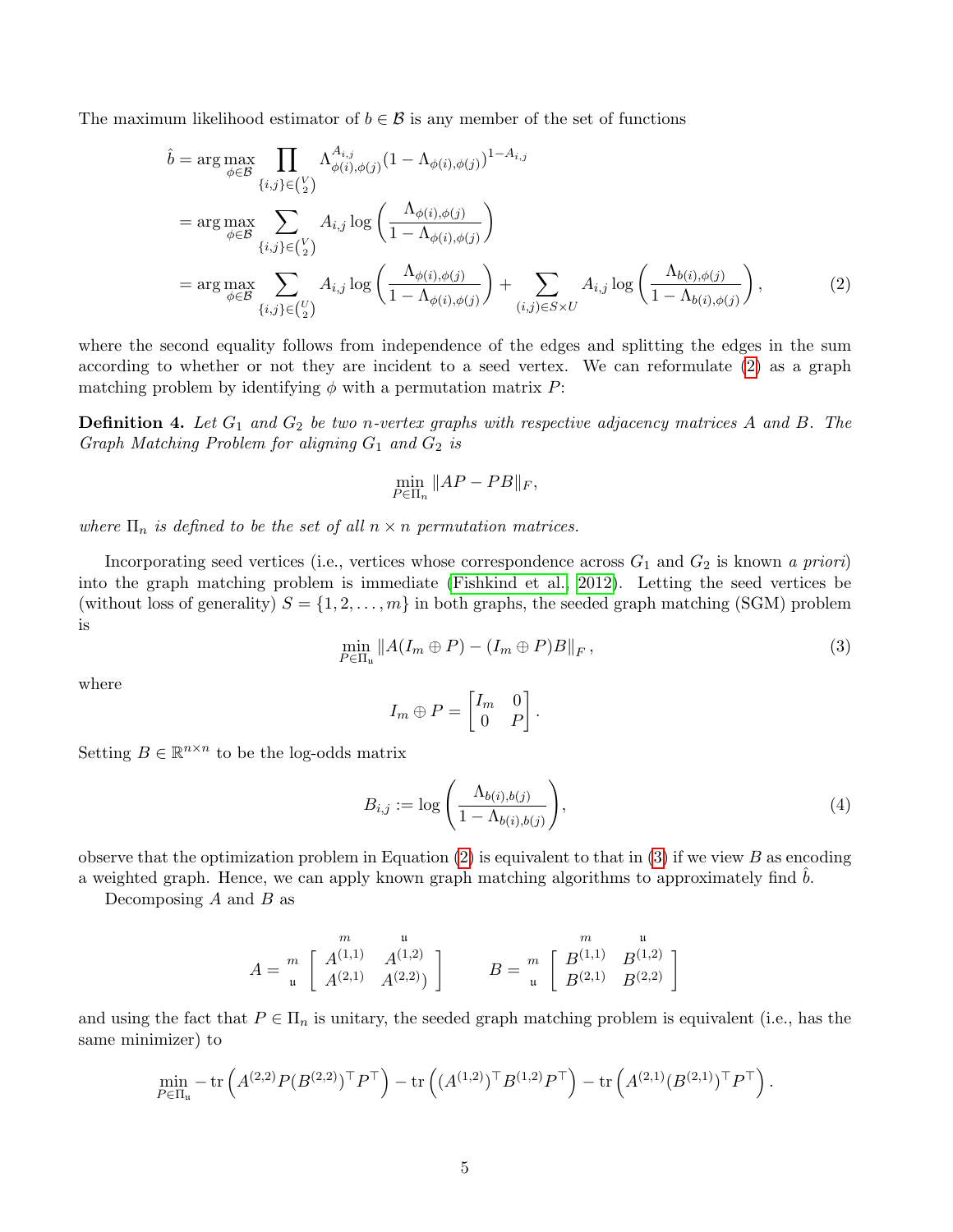The maximum likelihood estimator of $b \in \mathcal{B}$ is any member of the set of functions

$$
\begin{aligned}
\hat{b} &= \arg\max_{\phi \in \mathcal{B}} \prod_{\{i,j\} \in \binom{V}{2}} \Lambda_{\phi(i),\phi(j)}^{A_{i,j}} (1 - \Lambda_{\phi(i),\phi(j)})^{1-A_{i,j}} \\
&= \arg\max_{\phi \in \mathcal{B}} \sum_{\{i,j\} \in \binom{V}{2}} A_{i,j} \log\left(\frac{\Lambda_{\phi(i),\phi(j)}}{1 - \Lambda_{\phi(i),\phi(j)}}\right) \\
&= \arg\max_{\phi \in \mathcal{B}} \sum_{\{i,j\} \in \binom{U}{2}} A_{i,j} \log\left(\frac{\Lambda_{\phi(i),\phi(j)}}{1 - \Lambda_{\phi(i),\phi(j)}}\right) + \sum_{(i,j) \in S \times U} A_{i,j} \log\left(\frac{\Lambda_{b(i),\phi(j)}}{1 - \Lambda_{b(i),\phi(j)}}\right), \qquad (2)
\end{aligned}
$$

where the second equality follows from independence of the edges and splitting the edges in the sum according to whether or not they are incident to a seed vertex. We can reformulate (2) as a graph matching problem by identifying $\phi$ with a permutation matrix $P$:

**Definition 4.** *Let $G_1$ and $G_2$ be two $n$-vertex graphs with respective adjacency matrices $A$ and $B$. The Graph Matching Problem for aligning $G_1$ and $G_2$ is*

$$\min_{P \in \Pi_n} \|AP - PB\|_F,$$

*where $\Pi_n$ is defined to be the set of all $n \times n$ permutation matrices.*

Incorporating seed vertices (i.e., vertices whose correspondence across $G_1$ and $G_2$ is known *a priori*) into the graph matching problem is immediate (Fishkind et al., 2012). Letting the seed vertices be (without loss of generality) $S = \{1, 2, \ldots, m\}$ in both graphs, the seeded graph matching (SGM) problem is

$$\min_{P \in \Pi_{\mathfrak{u}}} \|A(I_m \oplus P) - (I_m \oplus P)B\|_F, \qquad (3)$$

where

$$I_m \oplus P = \begin{bmatrix} I_m & 0 \\ 0 & P \end{bmatrix}.$$

Setting $B \in \mathbb{R}^{n \times n}$ to be the log-odds matrix

$$B_{i,j} := \log\left(\frac{\Lambda_{b(i),b(j)}}{1 - \Lambda_{b(i),b(j)}}\right), \qquad (4)$$

observe that the optimization problem in Equation (2) is equivalent to that in (3) if we view $B$ as encoding a weighted graph. Hence, we can apply known graph matching algorithms to approximately find $\hat{b}$.

Decomposing $A$ and $B$ as

$$A = \begin{array}{c} \\ m \\ \mathfrak{u} \end{array} \!\!\begin{array}{c} \begin{array}{cc} m & \mathfrak{u} \end{array} \\ \left[\begin{array}{cc} A^{(1,1)} & A^{(1,2)} \\ A^{(2,1)} & A^{(2,2)} \end{array}\right] \end{array} \qquad B = \begin{array}{c} \\ m \\ \mathfrak{u} \end{array} \!\!\begin{array}{c} \begin{array}{cc} m & \mathfrak{u} \end{array} \\ \left[\begin{array}{cc} B^{(1,1)} & B^{(1,2)} \\ B^{(2,1)} & B^{(2,2)} \end{array}\right] \end{array}$$

and using the fact that $P \in \Pi_n$ is unitary, the seeded graph matching problem is equivalent (i.e., has the same minimizer) to

$$\min_{P \in \Pi_{\mathfrak{u}}} -\operatorname{tr}\left(A^{(2,2)} P (B^{(2,2)})^\top P^\top\right) - \operatorname{tr}\left((A^{(1,2)})^\top B^{(1,2)} P^\top\right) - \operatorname{tr}\left(A^{(2,1)} (B^{(2,1)})^\top P^\top\right).$$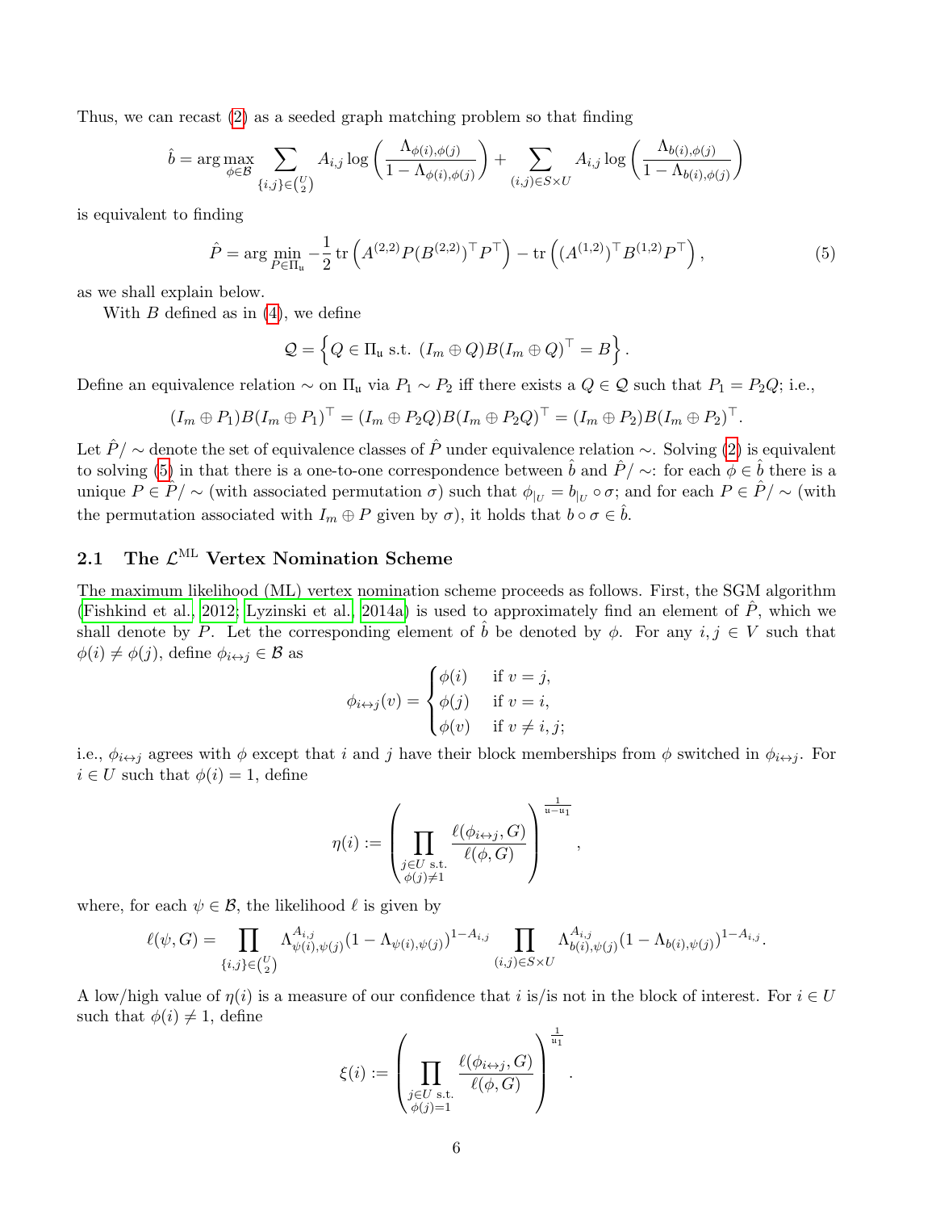Thus, we can recast (2) as a seeded graph matching problem so that finding

$$\hat{b} = \arg\max_{\phi \in \mathcal{B}} \sum_{\{i,j\} \in \binom{U}{2}} A_{i,j} \log\left(\frac{\Lambda_{\phi(i),\phi(j)}}{1-\Lambda_{\phi(i),\phi(j)}}\right) + \sum_{(i,j)\in S\times U} A_{i,j} \log\left(\frac{\Lambda_{b(i),\phi(j)}}{1-\Lambda_{b(i),\phi(j)}}\right)$$

is equivalent to finding

$$\hat{P} = \arg\min_{P \in \Pi_{\mathfrak{u}}} -\frac{1}{2}\operatorname{tr}\left(A^{(2,2)}P(B^{(2,2)})^\top P^\top\right) - \operatorname{tr}\left((A^{(1,2)})^\top B^{(1,2)} P^\top\right), \tag{5}$$

as we shall explain below.

With $B$ defined as in (4), we define

$$\mathcal{Q} = \left\{ Q \in \Pi_{\mathfrak{u}} \text{ s.t. } (I_m \oplus Q)B(I_m \oplus Q)^\top = B \right\}.$$

Define an equivalence relation $\sim$ on $\Pi_{\mathfrak{u}}$ via $P_1 \sim P_2$ iff there exists a $Q \in \mathcal{Q}$ such that $P_1 = P_2 Q$; i.e.,

$$(I_m \oplus P_1)B(I_m \oplus P_1)^\top = (I_m \oplus P_2 Q)B(I_m \oplus P_2 Q)^\top = (I_m \oplus P_2)B(I_m \oplus P_2)^\top.$$

Let $\hat{P}/\sim$ denote the set of equivalence classes of $\hat{P}$ under equivalence relation $\sim$. Solving (2) is equivalent to solving (5) in that there is a one-to-one correspondence between $\hat{b}$ and $\hat{P}/\sim$: for each $\phi \in \hat{b}$ there is a unique $P \in \hat{P}/\sim$ (with associated permutation $\sigma$) such that $\phi_{|_U} = b_{|_U} \circ \sigma$; and for each $P \in \hat{P}/\sim$ (with the permutation associated with $I_m \oplus P$ given by $\sigma$), it holds that $b \circ \sigma \in \hat{b}$.

## 2.1 The $\mathcal{L}^{\text{ML}}$ Vertex Nomination Scheme

The maximum likelihood (ML) vertex nomination scheme proceeds as follows. First, the SGM algorithm (Fishkind et al., 2012; Lyzinski et al., 2014a) is used to approximately find an element of $\hat{P}$, which we shall denote by $P$. Let the corresponding element of $\hat{b}$ be denoted by $\phi$. For any $i, j \in V$ such that $\phi(i) \neq \phi(j)$, define $\phi_{i\leftrightarrow j} \in \mathcal{B}$ as

$$\phi_{i\leftrightarrow j}(v) = \begin{cases} \phi(i) & \text{if } v = j, \\ \phi(j) & \text{if } v = i, \\ \phi(v) & \text{if } v \neq i, j; \end{cases}$$

i.e., $\phi_{i\leftrightarrow j}$ agrees with $\phi$ except that $i$ and $j$ have their block memberships from $\phi$ switched in $\phi_{i\leftrightarrow j}$. For $i \in U$ such that $\phi(i) = 1$, define

$$\eta(i) := \left( \prod_{\substack{j \in U \text{ s.t.} \\ \phi(j) \neq 1}} \frac{\ell(\phi_{i\leftrightarrow j}, G)}{\ell(\phi, G)} \right)^{\frac{1}{\mathfrak{u}-\mathfrak{u}_1}},$$

where, for each $\psi \in \mathcal{B}$, the likelihood $\ell$ is given by

$$\ell(\psi, G) = \prod_{\{i,j\} \in \binom{U}{2}} \Lambda_{\psi(i),\psi(j)}^{A_{i,j}} (1-\Lambda_{\psi(i),\psi(j)})^{1-A_{i,j}} \prod_{(i,j)\in S\times U} \Lambda_{b(i),\psi(j)}^{A_{i,j}} (1-\Lambda_{b(i),\psi(j)})^{1-A_{i,j}}.$$

A low/high value of $\eta(i)$ is a measure of our confidence that $i$ is/is not in the block of interest. For $i \in U$ such that $\phi(i) \neq 1$, define

$$\xi(i) := \left( \prod_{\substack{j \in U \text{ s.t.} \\ \phi(j) = 1}} \frac{\ell(\phi_{i\leftrightarrow j}, G)}{\ell(\phi, G)} \right)^{\frac{1}{\mathfrak{u}_1}}.$$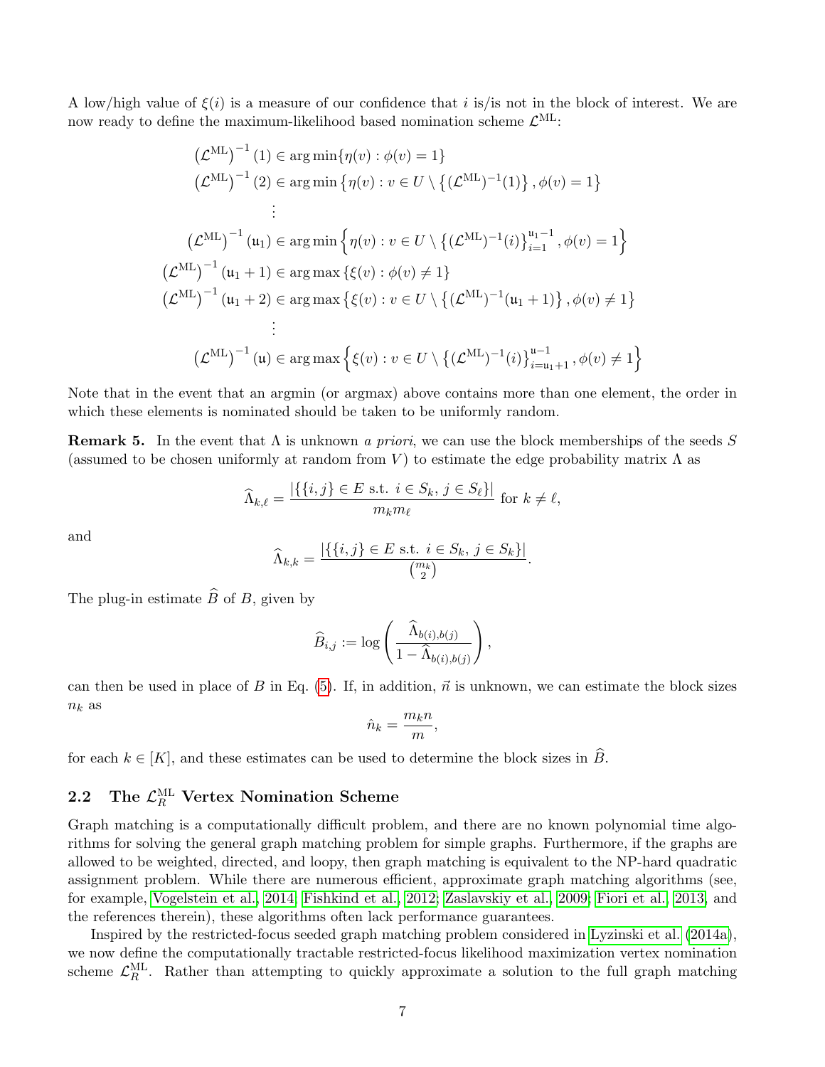A low/high value of $\xi(i)$ is a measure of our confidence that $i$ is/is not in the block of interest. We are now ready to define the maximum-likelihood based nomination scheme $\mathcal{L}^{\text{ML}}$:

$$
\begin{aligned}
\left(\mathcal{L}^{\text{ML}}\right)^{-1}(1) &\in \arg\min\{\eta(v) : \phi(v) = 1\} \\
\left(\mathcal{L}^{\text{ML}}\right)^{-1}(2) &\in \arg\min\left\{\eta(v) : v \in U \setminus \left\{(\mathcal{L}^{\text{ML}})^{-1}(1)\right\}, \phi(v) = 1\right\} \\
&\ \ \vdots \\
\left(\mathcal{L}^{\text{ML}}\right)^{-1}(\mathfrak{u}_1) &\in \arg\min\left\{\eta(v) : v \in U \setminus \left\{(\mathcal{L}^{\text{ML}})^{-1}(i)\right\}_{i=1}^{\mathfrak{u}_1-1}, \phi(v) = 1\right\} \\
\left(\mathcal{L}^{\text{ML}}\right)^{-1}(\mathfrak{u}_1+1) &\in \arg\max\{\xi(v) : \phi(v) \neq 1\} \\
\left(\mathcal{L}^{\text{ML}}\right)^{-1}(\mathfrak{u}_1+2) &\in \arg\max\left\{\xi(v) : v \in U \setminus \left\{(\mathcal{L}^{\text{ML}})^{-1}(\mathfrak{u}_1+1)\right\}, \phi(v) \neq 1\right\} \\
&\ \ \vdots \\
\left(\mathcal{L}^{\text{ML}}\right)^{-1}(\mathfrak{u}) &\in \arg\max\left\{\xi(v) : v \in U \setminus \left\{(\mathcal{L}^{\text{ML}})^{-1}(i)\right\}_{i=\mathfrak{u}_1+1}^{\mathfrak{u}-1}, \phi(v) \neq 1\right\}
\end{aligned}
$$

Note that in the event that an argmin (or argmax) above contains more than one element, the order in which these elements is nominated should be taken to be uniformly random.

**Remark 5.** In the event that $\Lambda$ is unknown *a priori*, we can use the block memberships of the seeds $S$ (assumed to be chosen uniformly at random from $V$) to estimate the edge probability matrix $\Lambda$ as

$$\widehat{\Lambda}_{k,\ell} = \frac{|\{\{i,j\} \in E \text{ s.t. } i \in S_k,\, j \in S_\ell\}|}{m_k m_\ell} \text{ for } k \neq \ell,$$

and

$$\widehat{\Lambda}_{k,k} = \frac{|\{\{i,j\} \in E \text{ s.t. } i \in S_k,\, j \in S_k\}|}{\binom{m_k}{2}}.$$

The plug-in estimate $\widehat{B}$ of $B$, given by

$$\widehat{B}_{i,j} := \log\left(\frac{\widehat{\Lambda}_{b(i),b(j)}}{1 - \widehat{\Lambda}_{b(i),b(j)}}\right),$$

can then be used in place of $B$ in Eq. (5). If, in addition, $\vec{n}$ is unknown, we can estimate the block sizes $n_k$ as

$$\hat{n}_k = \frac{m_k n}{m},$$

for each $k \in [K]$, and these estimates can be used to determine the block sizes in $\widehat{B}$.

## 2.2 The $\mathcal{L}_R^{\text{ML}}$ Vertex Nomination Scheme

Graph matching is a computationally difficult problem, and there are no known polynomial time algorithms for solving the general graph matching problem for simple graphs. Furthermore, if the graphs are allowed to be weighted, directed, and loopy, then graph matching is equivalent to the NP-hard quadratic assignment problem. While there are numerous efficient, approximate graph matching algorithms (see, for example, Vogelstein et al., 2014; Fishkind et al., 2012; Zaslavskiy et al., 2009; Fiori et al., 2013, and the references therein), these algorithms often lack performance guarantees.

Inspired by the restricted-focus seeded graph matching problem considered in Lyzinski et al. (2014a), we now define the computationally tractable restricted-focus likelihood maximization vertex nomination scheme $\mathcal{L}_R^{\text{ML}}$. Rather than attempting to quickly approximate a solution to the full graph matching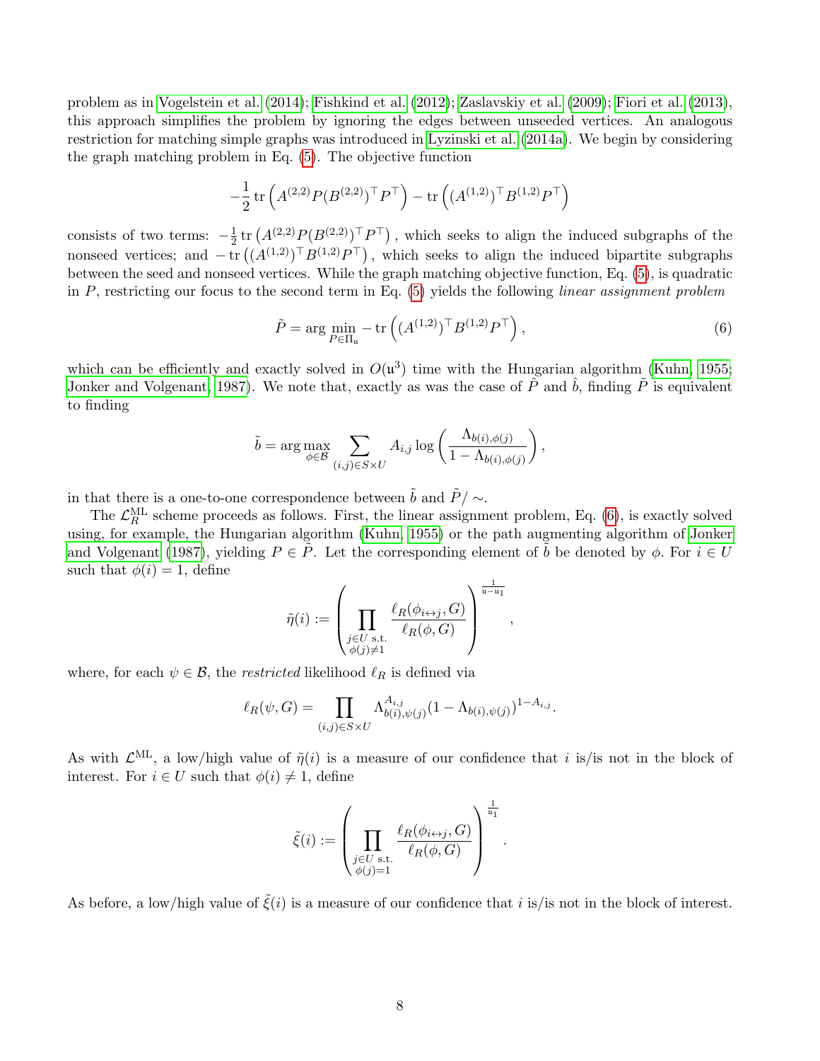problem as in Vogelstein et al. (2014); Fishkind et al. (2012); Zaslavskiy et al. (2009); Fiori et al. (2013), this approach simplifies the problem by ignoring the edges between unseeded vertices. An analogous restriction for matching simple graphs was introduced in Lyzinski et al. (2014a). We begin by considering the graph matching problem in Eq. (5). The objective function

$$-\frac{1}{2}\operatorname{tr}\left(A^{(2,2)}P(B^{(2,2)})^\top P^\top\right) - \operatorname{tr}\left((A^{(1,2)})^\top B^{(1,2)}P^\top\right)$$

consists of two terms: $-\frac{1}{2}\operatorname{tr}\left(A^{(2,2)}P(B^{(2,2)})^\top P^\top\right)$, which seeks to align the induced subgraphs of the nonseed vertices; and $-\operatorname{tr}\left((A^{(1,2)})^\top B^{(1,2)}P^\top\right)$, which seeks to align the induced bipartite subgraphs between the seed and nonseed vertices. While the graph matching objective function, Eq. (5), is quadratic in $P$, restricting our focus to the second term in Eq. (5) yields the following *linear assignment problem*

$$\tilde{P} = \arg\min_{P\in\Pi_{\mathfrak{u}}} -\operatorname{tr}\left((A^{(1,2)})^\top B^{(1,2)}P^\top\right), \tag{6}$$

which can be efficiently and exactly solved in $O(\mathfrak{u}^3)$ time with the Hungarian algorithm (Kuhn, 1955; Jonker and Volgenant, 1987). We note that, exactly as was the case of $\hat{P}$ and $\hat{b}$, finding $\tilde{P}$ is equivalent to finding

$$\tilde{b} = \arg\max_{\phi\in\mathcal{B}} \sum_{(i,j)\in S\times U} A_{i,j}\log\left(\frac{\Lambda_{b(i),\phi(j)}}{1-\Lambda_{b(i),\phi(j)}}\right),$$

in that there is a one-to-one correspondence between $\tilde{b}$ and $\tilde{P}/\sim$.

The $\mathcal{L}_R^{\mathrm{ML}}$ scheme proceeds as follows. First, the linear assignment problem, Eq. (6), is exactly solved using, for example, the Hungarian algorithm (Kuhn, 1955) or the path augmenting algorithm of Jonker and Volgenant (1987), yielding $P \in \tilde{P}$. Let the corresponding element of $\tilde{b}$ be denoted by $\phi$. For $i \in U$ such that $\phi(i) = 1$, define

$$\tilde{\eta}(i) := \left(\prod_{\substack{j\in U \text{ s.t.}\\ \phi(j)\neq 1}} \frac{\ell_R(\phi_{i\leftrightarrow j}, G)}{\ell_R(\phi, G)}\right)^{\frac{1}{\mathfrak{u}-\mathfrak{u}_1}},$$

where, for each $\psi \in \mathcal{B}$, the *restricted* likelihood $\ell_R$ is defined via

$$\ell_R(\psi, G) = \prod_{(i,j)\in S\times U} \Lambda_{b(i),\psi(j)}^{A_{i,j}}(1-\Lambda_{b(i),\psi(j)})^{1-A_{i,j}}.$$

As with $\mathcal{L}^{\mathrm{ML}}$, a low/high value of $\tilde{\eta}(i)$ is a measure of our confidence that $i$ is/is not in the block of interest. For $i \in U$ such that $\phi(i) \neq 1$, define

$$\tilde{\xi}(i) := \left(\prod_{\substack{j\in U \text{ s.t.}\\ \phi(j)=1}} \frac{\ell_R(\phi_{i\leftrightarrow j}, G)}{\ell_R(\phi, G)}\right)^{\frac{1}{\mathfrak{u}_1}}.$$

As before, a low/high value of $\tilde{\xi}(i)$ is a measure of our confidence that $i$ is/is not in the block of interest.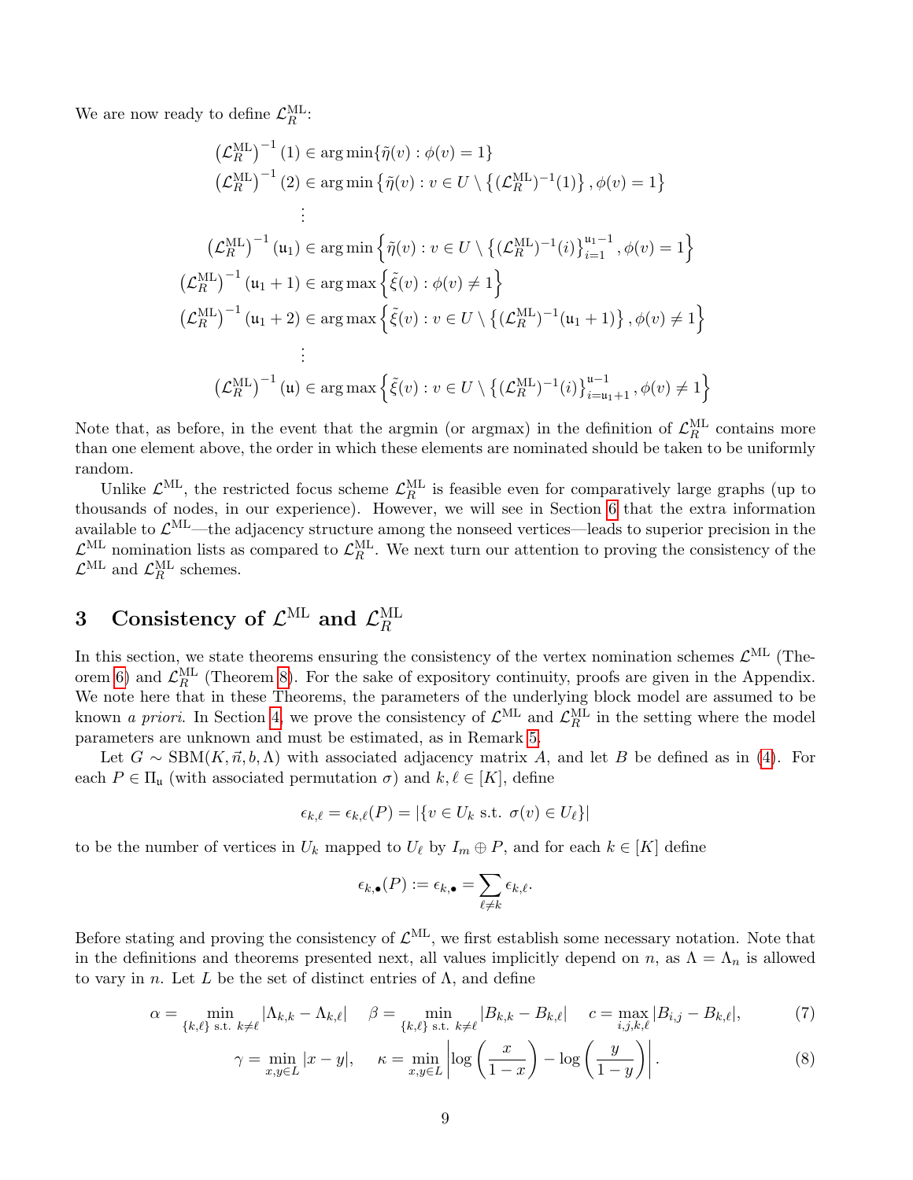We are now ready to define $\mathcal{L}_R^{\text{ML}}$:

$$
\begin{aligned}
\left(\mathcal{L}_R^{\text{ML}}\right)^{-1}(1) &\in \arg\min\{\tilde{\eta}(v) : \phi(v) = 1\} \\
\left(\mathcal{L}_R^{\text{ML}}\right)^{-1}(2) &\in \arg\min\left\{\tilde{\eta}(v) : v \in U \setminus \left\{(\mathcal{L}_R^{\text{ML}})^{-1}(1)\right\}, \phi(v) = 1\right\} \\
&\vdots \\
\left(\mathcal{L}_R^{\text{ML}}\right)^{-1}(\mathfrak{u}_1) &\in \arg\min\left\{\tilde{\eta}(v) : v \in U \setminus \left\{(\mathcal{L}_R^{\text{ML}})^{-1}(i)\right\}_{i=1}^{\mathfrak{u}_1 - 1}, \phi(v) = 1\right\} \\
\left(\mathcal{L}_R^{\text{ML}}\right)^{-1}(\mathfrak{u}_1 + 1) &\in \arg\max\left\{\tilde{\xi}(v) : \phi(v) \neq 1\right\} \\
\left(\mathcal{L}_R^{\text{ML}}\right)^{-1}(\mathfrak{u}_1 + 2) &\in \arg\max\left\{\tilde{\xi}(v) : v \in U \setminus \left\{(\mathcal{L}_R^{\text{ML}})^{-1}(\mathfrak{u}_1 + 1)\right\}, \phi(v) \neq 1\right\} \\
&\vdots \\
\left(\mathcal{L}_R^{\text{ML}}\right)^{-1}(\mathfrak{u}) &\in \arg\max\left\{\tilde{\xi}(v) : v \in U \setminus \left\{(\mathcal{L}_R^{\text{ML}})^{-1}(i)\right\}_{i=\mathfrak{u}_1+1}^{\mathfrak{u}-1}, \phi(v) \neq 1\right\}
\end{aligned}
$$

Note that, as before, in the event that the argmin (or argmax) in the definition of $\mathcal{L}_R^{\text{ML}}$ contains more than one element above, the order in which these elements are nominated should be taken to be uniformly random.

Unlike $\mathcal{L}^{\text{ML}}$, the restricted focus scheme $\mathcal{L}_R^{\text{ML}}$ is feasible even for comparatively large graphs (up to thousands of nodes, in our experience). However, we will see in Section 6 that the extra information available to $\mathcal{L}^{\text{ML}}$—the adjacency structure among the nonseed vertices—leads to superior precision in the $\mathcal{L}^{\text{ML}}$ nomination lists as compared to $\mathcal{L}_R^{\text{ML}}$. We next turn our attention to proving the consistency of the $\mathcal{L}^{\text{ML}}$ and $\mathcal{L}_R^{\text{ML}}$ schemes.

# 3 Consistency of $\mathcal{L}^{\text{ML}}$ and $\mathcal{L}_R^{\text{ML}}$

In this section, we state theorems ensuring the consistency of the vertex nomination schemes $\mathcal{L}^{\text{ML}}$ (Theorem 6) and $\mathcal{L}_R^{\text{ML}}$ (Theorem 8). For the sake of expository continuity, proofs are given in the Appendix. We note here that in these Theorems, the parameters of the underlying block model are assumed to be known *a priori*. In Section 4, we prove the consistency of $\mathcal{L}^{\text{ML}}$ and $\mathcal{L}_R^{\text{ML}}$ in the setting where the model parameters are unknown and must be estimated, as in Remark 5.

Let $G \sim \text{SBM}(K, \vec{n}, b, \Lambda)$ with associated adjacency matrix $A$, and let $B$ be defined as in (4). For each $P \in \Pi_{\mathfrak{u}}$ (with associated permutation $\sigma$) and $k, \ell \in [K]$, define

$$\epsilon_{k,\ell} = \epsilon_{k,\ell}(P) = |\{v \in U_k \text{ s.t. } \sigma(v) \in U_\ell\}|$$

to be the number of vertices in $U_k$ mapped to $U_\ell$ by $I_m \oplus P$, and for each $k \in [K]$ define

$$\epsilon_{k,\bullet}(P) := \epsilon_{k,\bullet} = \sum_{\ell \neq k} \epsilon_{k,\ell}.$$

Before stating and proving the consistency of $\mathcal{L}^{\text{ML}}$, we first establish some necessary notation. Note that in the definitions and theorems presented next, all values implicitly depend on $n$, as $\Lambda = \Lambda_n$ is allowed to vary in $n$. Let $L$ be the set of distinct entries of $\Lambda$, and define

$$\alpha = \min_{\{k,\ell\} \text{ s.t. } k \neq \ell} |\Lambda_{k,k} - \Lambda_{k,\ell}| \qquad \beta = \min_{\{k,\ell\} \text{ s.t. } k \neq \ell} |B_{k,k} - B_{k,\ell}| \qquad c = \max_{i,j,k,\ell} |B_{i,j} - B_{k,\ell}|, \tag{7}$$

$$\gamma = \min_{x,y \in L} |x - y|, \qquad \kappa = \min_{x,y \in L} \left| \log\left(\frac{x}{1-x}\right) - \log\left(\frac{y}{1-y}\right) \right|. \tag{8}$$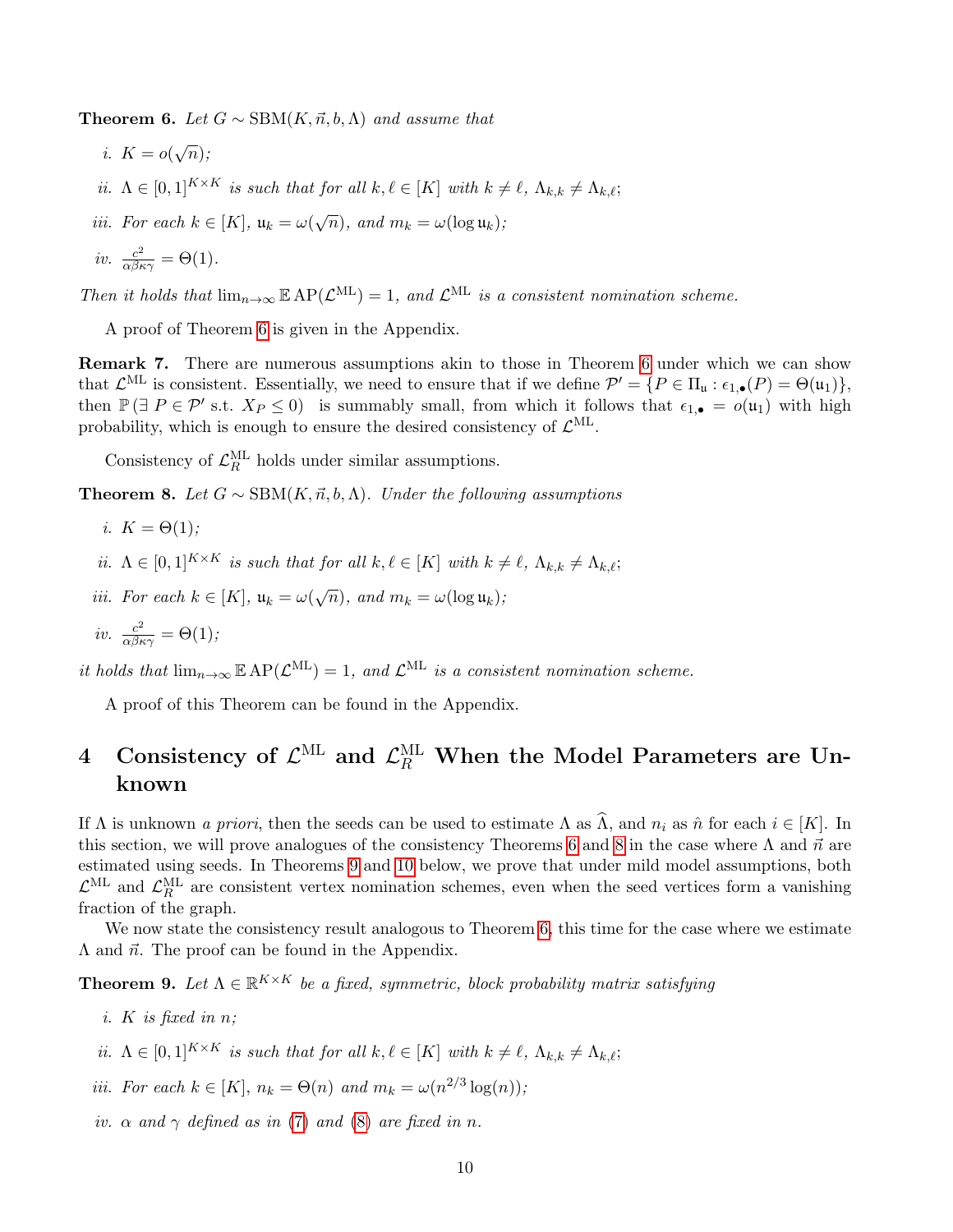**Theorem 6.** *Let $G \sim \mathrm{SBM}(K, \vec{n}, b, \Lambda)$ and assume that*

*i. $K = o(\sqrt{n})$;*

*ii. $\Lambda \in [0,1]^{K \times K}$ is such that for all $k, \ell \in [K]$ with $k \neq \ell$, $\Lambda_{k,k} \neq \Lambda_{k,\ell}$;*

*iii. For each $k \in [K]$, $\mathfrak{u}_k = \omega(\sqrt{n})$, and $m_k = \omega(\log \mathfrak{u}_k)$;*

*iv. $\frac{c^2}{\alpha\beta\kappa\gamma} = \Theta(1)$.*

*Then it holds that $\lim_{n\to\infty} \mathbb{E}\,\mathrm{AP}(\mathcal{L}^{\mathrm{ML}}) = 1$, and $\mathcal{L}^{\mathrm{ML}}$ is a consistent nomination scheme.*

A proof of Theorem 6 is given in the Appendix.

**Remark 7.** There are numerous assumptions akin to those in Theorem 6 under which we can show that $\mathcal{L}^{\mathrm{ML}}$ is consistent. Essentially, we need to ensure that if we define $\mathcal{P}' = \{P \in \Pi_{\mathfrak{u}} : \epsilon_{1,\bullet}(P) = \Theta(\mathfrak{u}_1)\}$, then $\mathbb{P}\left(\exists\ P \in \mathcal{P}' \text{ s.t. } X_P \leq 0\right)$ is summably small, from which it follows that $\epsilon_{1,\bullet} = o(\mathfrak{u}_1)$ with high probability, which is enough to ensure the desired consistency of $\mathcal{L}^{\mathrm{ML}}$.

Consistency of $\mathcal{L}_R^{\mathrm{ML}}$ holds under similar assumptions.

**Theorem 8.** *Let $G \sim \mathrm{SBM}(K, \vec{n}, b, \Lambda)$. Under the following assumptions*

*i. $K = \Theta(1)$;*

*ii. $\Lambda \in [0,1]^{K \times K}$ is such that for all $k, \ell \in [K]$ with $k \neq \ell$, $\Lambda_{k,k} \neq \Lambda_{k,\ell}$;*

*iii. For each $k \in [K]$, $\mathfrak{u}_k = \omega(\sqrt{n})$, and $m_k = \omega(\log \mathfrak{u}_k)$;*

*iv. $\frac{c^2}{\alpha\beta\kappa\gamma} = \Theta(1)$;*

*it holds that $\lim_{n\to\infty} \mathbb{E}\,\mathrm{AP}(\mathcal{L}^{\mathrm{ML}}) = 1$, and $\mathcal{L}^{\mathrm{ML}}$ is a consistent nomination scheme.*

A proof of this Theorem can be found in the Appendix.

# 4 Consistency of $\mathcal{L}^{\mathrm{ML}}$ and $\mathcal{L}_R^{\mathrm{ML}}$ When the Model Parameters are Unknown

If $\Lambda$ is unknown *a priori*, then the seeds can be used to estimate $\Lambda$ as $\widehat{\Lambda}$, and $n_i$ as $\hat{n}$ for each $i \in [K]$. In this section, we will prove analogues of the consistency Theorems 6 and 8 in the case where $\Lambda$ and $\vec{n}$ are estimated using seeds. In Theorems 9 and 10 below, we prove that under mild model assumptions, both $\mathcal{L}^{\mathrm{ML}}$ and $\mathcal{L}_R^{\mathrm{ML}}$ are consistent vertex nomination schemes, even when the seed vertices form a vanishing fraction of the graph.

We now state the consistency result analogous to Theorem 6, this time for the case where we estimate $\Lambda$ and $\vec{n}$. The proof can be found in the Appendix.

**Theorem 9.** *Let $\Lambda \in \mathbb{R}^{K \times K}$ be a fixed, symmetric, block probability matrix satisfying*

*i. $K$ is fixed in $n$;*

*ii. $\Lambda \in [0,1]^{K \times K}$ is such that for all $k, \ell \in [K]$ with $k \neq \ell$, $\Lambda_{k,k} \neq \Lambda_{k,\ell}$;*

*iii. For each $k \in [K]$, $n_k = \Theta(n)$ and $m_k = \omega(n^{2/3} \log(n))$;*

*iv. $\alpha$ and $\gamma$ defined as in (7) and (8) are fixed in $n$.*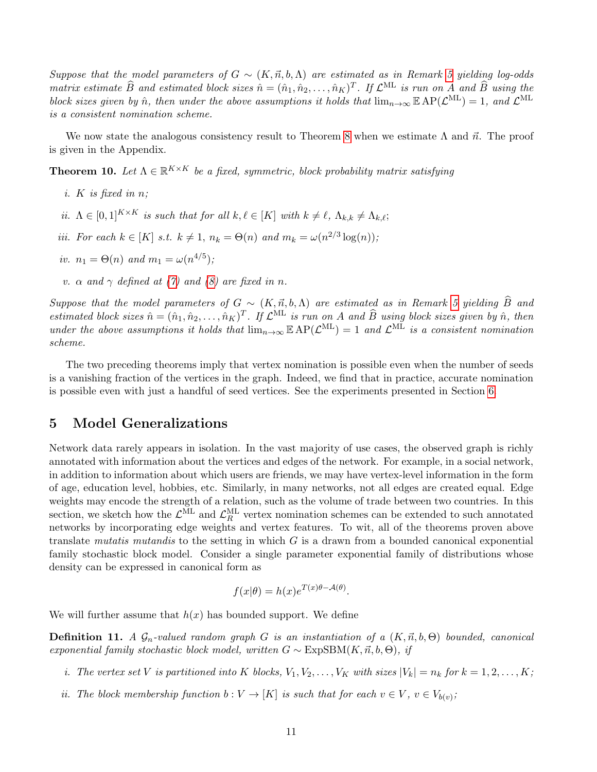*Suppose that the model parameters of $G \sim (K, \vec{n}, b, \Lambda)$ are estimated as in Remark 5 yielding log-odds matrix estimate $\widehat{B}$ and estimated block sizes $\hat{n} = (\hat{n}_1, \hat{n}_2, \ldots, \hat{n}_K)^T$. If $\mathcal{L}^{\text{ML}}$ is run on $A$ and $\widehat{B}$ using the block sizes given by $\hat{n}$, then under the above assumptions it holds that $\lim_{n\to\infty} \mathbb{E}\,\text{AP}(\mathcal{L}^{\text{ML}}) = 1$, and $\mathcal{L}^{\text{ML}}$ is a consistent nomination scheme.*

We now state the analogous consistency result to Theorem 8 when we estimate $\Lambda$ and $\vec{n}$. The proof is given in the Appendix.

**Theorem 10.** *Let $\Lambda \in \mathbb{R}^{K\times K}$ be a fixed, symmetric, block probability matrix satisfying*

*i. $K$ is fixed in $n$;*

*ii. $\Lambda \in [0,1]^{K\times K}$ is such that for all $k, \ell \in [K]$ with $k \neq \ell$, $\Lambda_{k,k} \neq \Lambda_{k,\ell}$;*

*iii. For each $k \in [K]$ s.t. $k \neq 1$, $n_k = \Theta(n)$ and $m_k = \omega(n^{2/3}\log(n))$;*

*iv. $n_1 = \Theta(n)$ and $m_1 = \omega(n^{4/5})$;*

*v. $\alpha$ and $\gamma$ defined at (7) and (8) are fixed in $n$.*

*Suppose that the model parameters of $G \sim (K, \vec{n}, b, \Lambda)$ are estimated as in Remark 5 yielding $\widehat{B}$ and estimated block sizes $\hat{n} = (\hat{n}_1, \hat{n}_2, \ldots, \hat{n}_K)^T$. If $\mathcal{L}^{\text{ML}}$ is run on $A$ and $\widehat{B}$ using block sizes given by $\hat{n}$, then under the above assumptions it holds that $\lim_{n\to\infty} \mathbb{E}\,\text{AP}(\mathcal{L}^{\text{ML}}) = 1$ and $\mathcal{L}^{\text{ML}}$ is a consistent nomination scheme.*

The two preceding theorems imply that vertex nomination is possible even when the number of seeds is a vanishing fraction of the vertices in the graph. Indeed, we find that in practice, accurate nomination is possible even with just a handful of seed vertices. See the experiments presented in Section 6.

## 5 Model Generalizations

Network data rarely appears in isolation. In the vast majority of use cases, the observed graph is richly annotated with information about the vertices and edges of the network. For example, in a social network, in addition to information about which users are friends, we may have vertex-level information in the form of age, education level, hobbies, etc. Similarly, in many networks, not all edges are created equal. Edge weights may encode the strength of a relation, such as the volume of trade between two countries. In this section, we sketch how the $\mathcal{L}^{\text{ML}}$ and $\mathcal{L}^{\text{ML}}_R$ vertex nomination schemes can be extended to such annotated networks by incorporating edge weights and vertex features. To wit, all of the theorems proven above translate *mutatis mutandis* to the setting in which $G$ is a drawn from a bounded canonical exponential family stochastic block model. Consider a single parameter exponential family of distributions whose density can be expressed in canonical form as

$$f(x|\theta) = h(x)e^{T(x)\theta - \mathcal{A}(\theta)}.$$

We will further assume that $h(x)$ has bounded support. We define

**Definition 11.** *A $\mathcal{G}_n$-valued random graph $G$ is an instantiation of a $(K, \vec{n}, b, \Theta)$ bounded, canonical exponential family stochastic block model, written $G \sim \text{ExpSBM}(K, \vec{n}, b, \Theta)$, if*

*i. The vertex set $V$ is partitioned into $K$ blocks, $V_1, V_2, \ldots, V_K$ with sizes $|V_k| = n_k$ for $k = 1, 2, \ldots, K$;*

*ii. The block membership function $b : V \to [K]$ is such that for each $v \in V$, $v \in V_{b(v)}$;*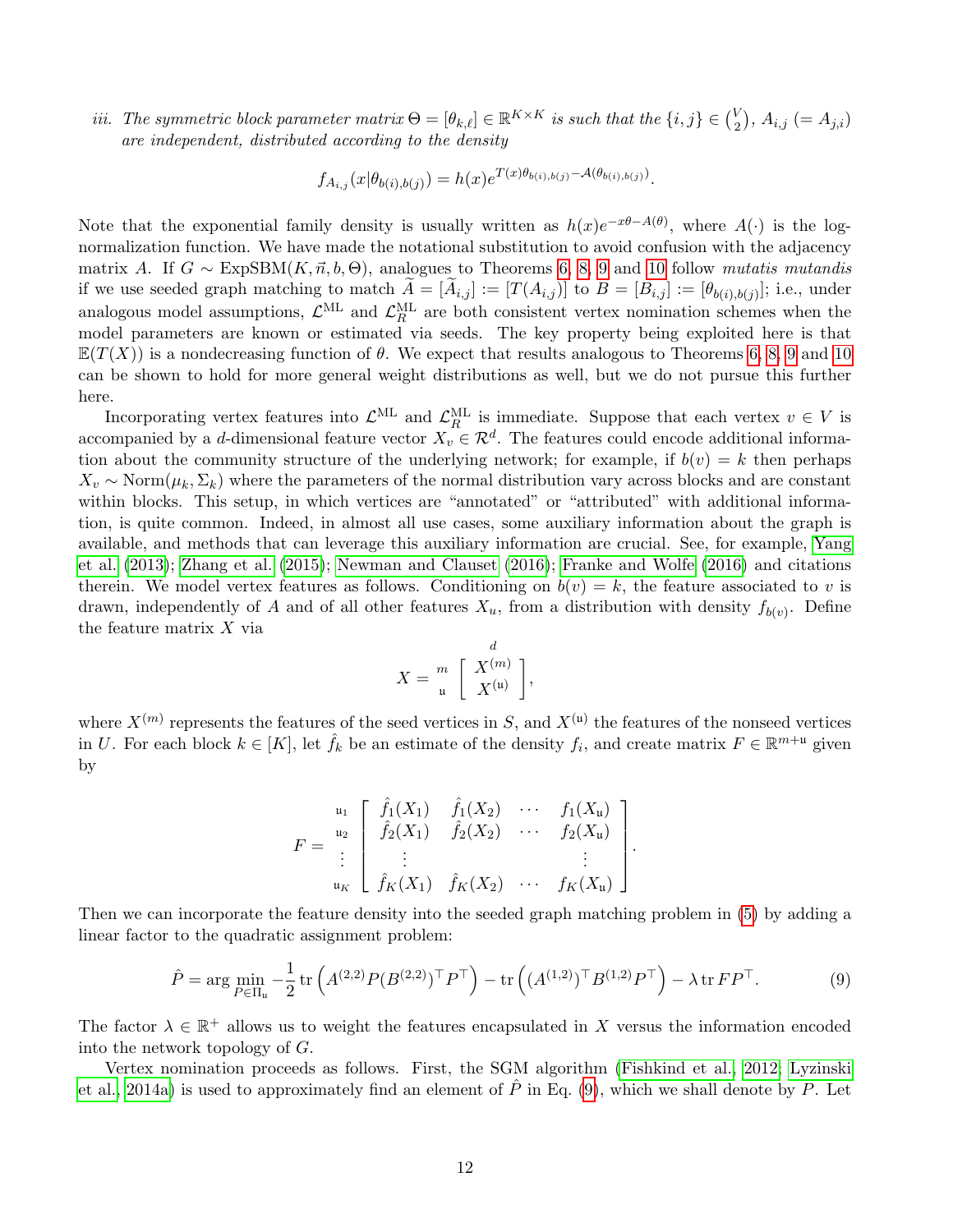*iii. The symmetric block parameter matrix $\Theta = [\theta_{k,\ell}] \in \mathbb{R}^{K\times K}$ is such that the $\{i,j\} \in \binom{V}{2}$, $A_{i,j}$ $(= A_{j,i})$ are independent, distributed according to the density*

$$f_{A_{i,j}}(x|\theta_{b(i),b(j)}) = h(x)e^{T(x)\theta_{b(i),b(j)} - \mathcal{A}(\theta_{b(i),b(j)})}.$$

Note that the exponential family density is usually written as $h(x)e^{-x\theta - A(\theta)}$, where $A(\cdot)$ is the log-normalization function. We have made the notational substitution to avoid confusion with the adjacency matrix $A$. If $G \sim \text{ExpSBM}(K, \vec{n}, b, \Theta)$, analogues to Theorems 6, 8, 9 and 10 follow *mutatis mutandis* if we use seeded graph matching to match $\widetilde{A} = [\widetilde{A}_{i,j}] := [T(A_{i,j})]$ to $B = [B_{i,j}] := [\theta_{b(i),b(j)}]$; i.e., under analogous model assumptions, $\mathcal{L}^{\text{ML}}$ and $\mathcal{L}_R^{\text{ML}}$ are both consistent vertex nomination schemes when the model parameters are known or estimated via seeds. The key property being exploited here is that $\mathbb{E}(T(X))$ is a nondecreasing function of $\theta$. We expect that results analogous to Theorems 6, 8, 9 and 10 can be shown to hold for more general weight distributions as well, but we do not pursue this further here.

Incorporating vertex features into $\mathcal{L}^{\text{ML}}$ and $\mathcal{L}_R^{\text{ML}}$ is immediate. Suppose that each vertex $v \in V$ is accompanied by a $d$-dimensional feature vector $X_v \in \mathcal{R}^d$. The features could encode additional information about the community structure of the underlying network; for example, if $b(v) = k$ then perhaps $X_v \sim \text{Norm}(\mu_k, \Sigma_k)$ where the parameters of the normal distribution vary across blocks and are constant within blocks. This setup, in which vertices are "annotated" or "attributed" with additional information, is quite common. Indeed, in almost all use cases, some auxiliary information about the graph is available, and methods that can leverage this auxiliary information are crucial. See, for example, Yang et al. (2013); Zhang et al. (2015); Newman and Clauset (2016); Franke and Wolfe (2016) and citations therein. We model vertex features as follows. Conditioning on $b(v) = k$, the feature associated to $v$ is drawn, independently of $A$ and of all other features $X_u$, from a distribution with density $f_{b(v)}$. Define the feature matrix $X$ via

$$X = \begin{matrix} \\ m \\ \mathfrak{u} \end{matrix}\overset{\displaystyle d}{\begin{bmatrix} X^{(m)} \\ X^{(\mathfrak{u})} \end{bmatrix}},$$

where $X^{(m)}$ represents the features of the seed vertices in $S$, and $X^{(\mathfrak{u})}$ the features of the nonseed vertices in $U$. For each block $k \in [K]$, let $\hat{f}_k$ be an estimate of the density $f_i$, and create matrix $F \in \mathbb{R}^{m+\mathfrak{u}}$ given by

$$F = \begin{matrix} \mathfrak{u}_1 \\ \mathfrak{u}_2 \\ \vdots \\ \mathfrak{u}_K \end{matrix}\begin{bmatrix} \hat{f}_1(X_1) & \hat{f}_1(X_2) & \cdots & f_1(X_{\mathfrak{u}}) \\ \hat{f}_2(X_1) & \hat{f}_2(X_2) & \cdots & f_2(X_{\mathfrak{u}}) \\ \vdots & & & \vdots \\ \hat{f}_K(X_1) & \hat{f}_K(X_2) & \cdots & f_K(X_{\mathfrak{u}}) \end{bmatrix}.$$

Then we can incorporate the feature density into the seeded graph matching problem in (5) by adding a linear factor to the quadratic assignment problem:

$$\hat{P} = \arg\min_{P\in\Pi_{\mathfrak{u}}} -\frac{1}{2}\operatorname{tr}\left(A^{(2,2)}P(B^{(2,2)})^\top P^\top\right) - \operatorname{tr}\left((A^{(1,2)})^\top B^{(1,2)}P^\top\right) - \lambda \operatorname{tr} FP^\top. \tag{9}$$

The factor $\lambda \in \mathbb{R}^+$ allows us to weight the features encapsulated in $X$ versus the information encoded into the network topology of $G$.

Vertex nomination proceeds as follows. First, the SGM algorithm (Fishkind et al., 2012; Lyzinski et al., 2014a) is used to approximately find an element of $\hat{P}$ in Eq. (9), which we shall denote by $P$. Let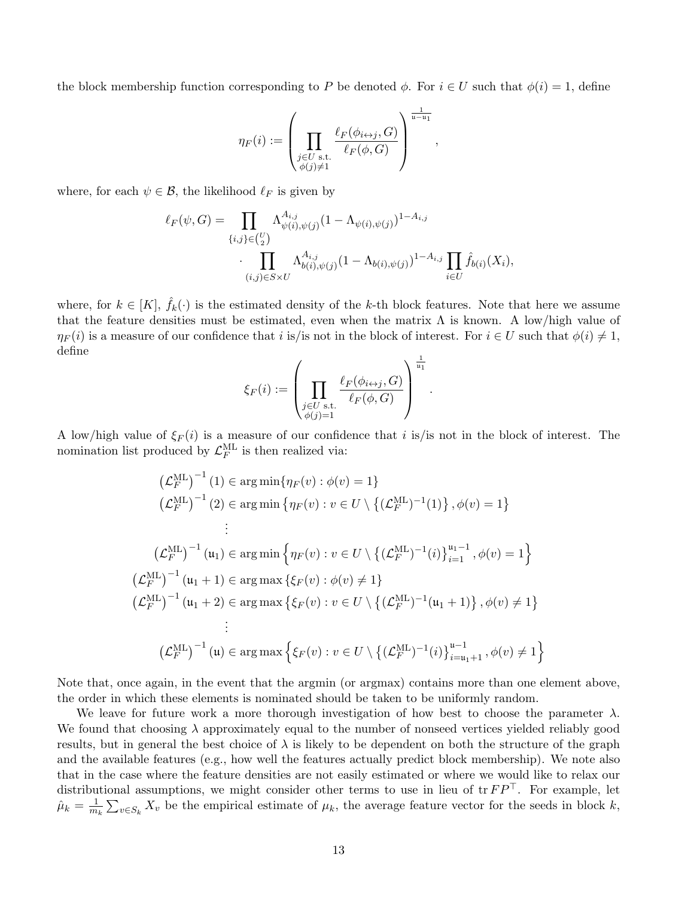the block membership function corresponding to $P$ be denoted $\phi$. For $i \in U$ such that $\phi(i) = 1$, define

$$\eta_F(i) := \left( \prod_{\substack{j \in U \text{ s.t.} \\ \phi(j) \neq 1}} \frac{\ell_F(\phi_{i \leftrightarrow j}, G)}{\ell_F(\phi, G)} \right)^{\frac{1}{\mathfrak{u} - \mathfrak{u}_1}},$$

where, for each $\psi \in \mathcal{B}$, the likelihood $\ell_F$ is given by

$$\ell_F(\psi, G) = \prod_{\{i,j\} \in \binom{U}{2}} \Lambda_{\psi(i),\psi(j)}^{A_{i,j}} (1 - \Lambda_{\psi(i),\psi(j)})^{1 - A_{i,j}} \cdot \prod_{(i,j) \in S \times U} \Lambda_{b(i),\psi(j)}^{A_{i,j}} (1 - \Lambda_{b(i),\psi(j)})^{1 - A_{i,j}} \prod_{i \in U} \hat{f}_{b(i)}(X_i),$$

where, for $k \in [K]$, $\hat{f}_k(\cdot)$ is the estimated density of the $k$-th block features. Note that here we assume that the feature densities must be estimated, even when the matrix $\Lambda$ is known. A low/high value of $\eta_F(i)$ is a measure of our confidence that $i$ is/is not in the block of interest. For $i \in U$ such that $\phi(i) \neq 1$, define

$$\xi_F(i) := \left( \prod_{\substack{j \in U \text{ s.t.} \\ \phi(j) = 1}} \frac{\ell_F(\phi_{i \leftrightarrow j}, G)}{\ell_F(\phi, G)} \right)^{\frac{1}{\mathfrak{u}_1}}.$$

A low/high value of $\xi_F(i)$ is a measure of our confidence that $i$ is/is not in the block of interest. The nomination list produced by $\mathcal{L}_F^{\text{ML}}$ is then realized via:

$$\begin{aligned}
\left(\mathcal{L}_F^{\text{ML}}\right)^{-1}(1) &\in \arg\min\{\eta_F(v) : \phi(v) = 1\} \\
\left(\mathcal{L}_F^{\text{ML}}\right)^{-1}(2) &\in \arg\min\left\{\eta_F(v) : v \in U \setminus \left\{(\mathcal{L}_F^{\text{ML}})^{-1}(1)\right\}, \phi(v) = 1\right\} \\
&\vdots \\
\left(\mathcal{L}_F^{\text{ML}}\right)^{-1}(\mathfrak{u}_1) &\in \arg\min\left\{\eta_F(v) : v \in U \setminus \left\{(\mathcal{L}_F^{\text{ML}})^{-1}(i)\right\}_{i=1}^{\mathfrak{u}_1 - 1}, \phi(v) = 1\right\} \\
\left(\mathcal{L}_F^{\text{ML}}\right)^{-1}(\mathfrak{u}_1 + 1) &\in \arg\max\{\xi_F(v) : \phi(v) \neq 1\} \\
\left(\mathcal{L}_F^{\text{ML}}\right)^{-1}(\mathfrak{u}_1 + 2) &\in \arg\max\left\{\xi_F(v) : v \in U \setminus \left\{(\mathcal{L}_F^{\text{ML}})^{-1}(\mathfrak{u}_1 + 1)\right\}, \phi(v) \neq 1\right\} \\
&\vdots \\
\left(\mathcal{L}_F^{\text{ML}}\right)^{-1}(\mathfrak{u}) &\in \arg\max\left\{\xi_F(v) : v \in U \setminus \left\{(\mathcal{L}_F^{\text{ML}})^{-1}(i)\right\}_{i=\mathfrak{u}_1 + 1}^{\mathfrak{u} - 1}, \phi(v) \neq 1\right\}
\end{aligned}$$

Note that, once again, in the event that the argmin (or argmax) contains more than one element above, the order in which these elements is nominated should be taken to be uniformly random.

We leave for future work a more thorough investigation of how best to choose the parameter $\lambda$. We found that choosing $\lambda$ approximately equal to the number of nonseed vertices yielded reliably good results, but in general the best choice of $\lambda$ is likely to be dependent on both the structure of the graph and the available features (e.g., how well the features actually predict block membership). We note also that in the case where the feature densities are not easily estimated or where we would like to relax our distributional assumptions, we might consider other terms to use in lieu of $\operatorname{tr} FP^\top$. For example, let $\hat{\mu}_k = \frac{1}{m_k} \sum_{v \in S_k} X_v$ be the empirical estimate of $\mu_k$, the average feature vector for the seeds in block $k$,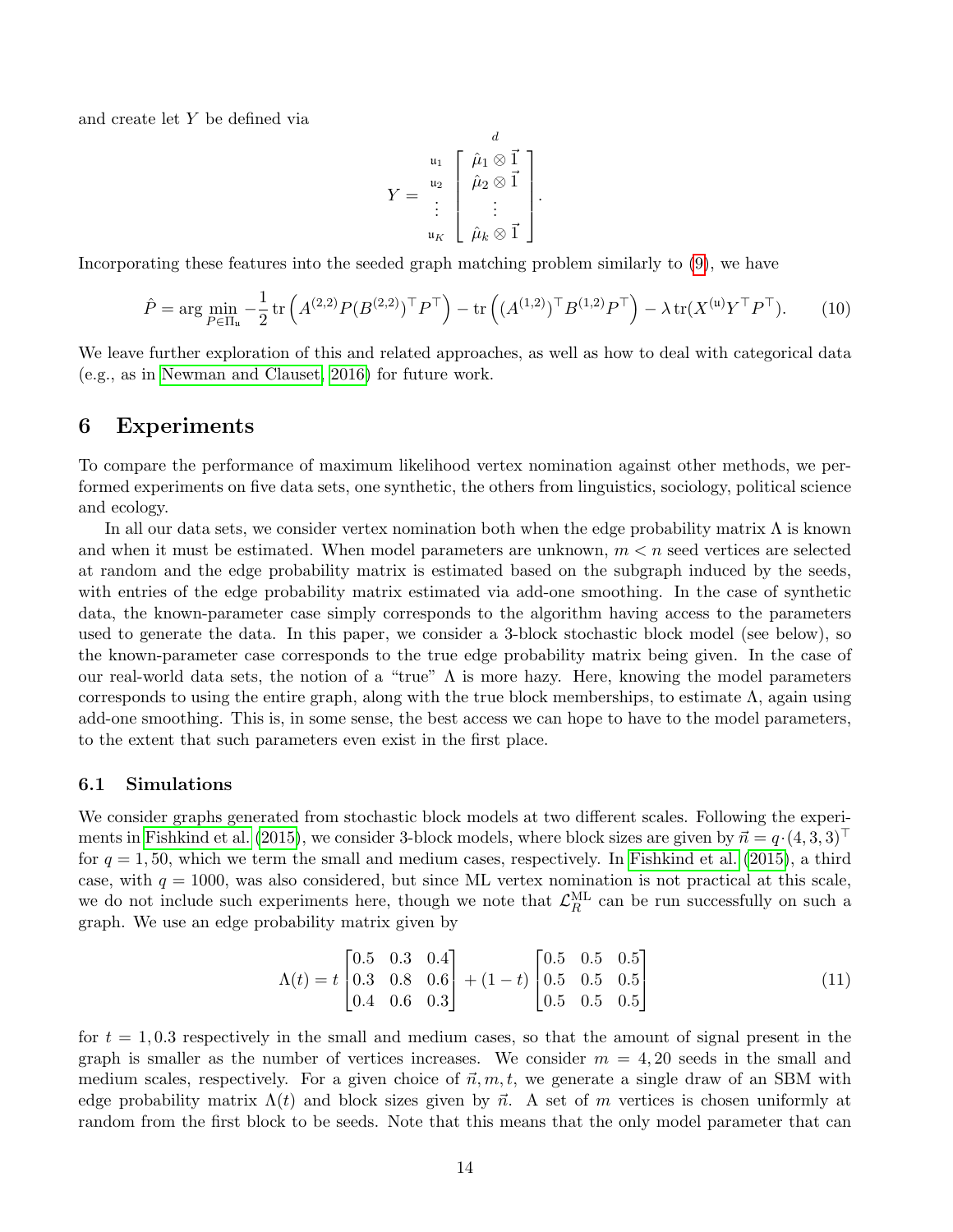and create let $Y$ be defined via

$$Y = \begin{array}{c} \\ \mathfrak{u}_1 \\ \mathfrak{u}_2 \\ \vdots \\ \mathfrak{u}_K \end{array} \begin{array}{c} d \\ \left[ \begin{array}{c} \hat{\mu}_1 \otimes \vec{1} \\ \hat{\mu}_2 \otimes \vec{1} \\ \vdots \\ \hat{\mu}_k \otimes \vec{1} \end{array} \right] \end{array}.$$

Incorporating these features into the seeded graph matching problem similarly to (9), we have

$$\hat{P} = \arg\min_{P \in \Pi_{\mathfrak{u}}} -\frac{1}{2} \operatorname{tr}\left(A^{(2,2)} P (B^{(2,2)})^\top P^\top\right) - \operatorname{tr}\left((A^{(1,2)})^\top B^{(1,2)} P^\top\right) - \lambda \operatorname{tr}(X^{(\mathfrak{u})} Y^\top P^\top). \tag{10}$$

We leave further exploration of this and related approaches, as well as how to deal with categorical data (e.g., as in Newman and Clauset, 2016) for future work.

# 6 Experiments

To compare the performance of maximum likelihood vertex nomination against other methods, we performed experiments on five data sets, one synthetic, the others from linguistics, sociology, political science and ecology.

In all our data sets, we consider vertex nomination both when the edge probability matrix $\Lambda$ is known and when it must be estimated. When model parameters are unknown, $m < n$ seed vertices are selected at random and the edge probability matrix is estimated based on the subgraph induced by the seeds, with entries of the edge probability matrix estimated via add-one smoothing. In the case of synthetic data, the known-parameter case simply corresponds to the algorithm having access to the parameters used to generate the data. In this paper, we consider a 3-block stochastic block model (see below), so the known-parameter case corresponds to the true edge probability matrix being given. In the case of our real-world data sets, the notion of a "true" $\Lambda$ is more hazy. Here, knowing the model parameters corresponds to using the entire graph, along with the true block memberships, to estimate $\Lambda$, again using add-one smoothing. This is, in some sense, the best access we can hope to have to the model parameters, to the extent that such parameters even exist in the first place.

## 6.1 Simulations

We consider graphs generated from stochastic block models at two different scales. Following the experiments in Fishkind et al. (2015), we consider 3-block models, where block sizes are given by $\vec{n} = q \cdot (4, 3, 3)^\top$ for $q = 1, 50$, which we term the small and medium cases, respectively. In Fishkind et al. (2015), a third case, with $q = 1000$, was also considered, but since ML vertex nomination is not practical at this scale, we do not include such experiments here, though we note that $\mathcal{L}_R^{\text{ML}}$ can be run successfully on such a graph. We use an edge probability matrix given by

$$\Lambda(t) = t \begin{bmatrix} 0.5 & 0.3 & 0.4 \\ 0.3 & 0.8 & 0.6 \\ 0.4 & 0.6 & 0.3 \end{bmatrix} + (1-t) \begin{bmatrix} 0.5 & 0.5 & 0.5 \\ 0.5 & 0.5 & 0.5 \\ 0.5 & 0.5 & 0.5 \end{bmatrix} \tag{11}$$

for $t = 1, 0.3$ respectively in the small and medium cases, so that the amount of signal present in the graph is smaller as the number of vertices increases. We consider $m = 4, 20$ seeds in the small and medium scales, respectively. For a given choice of $\vec{n}, m, t$, we generate a single draw of an SBM with edge probability matrix $\Lambda(t)$ and block sizes given by $\vec{n}$. A set of $m$ vertices is chosen uniformly at random from the first block to be seeds. Note that this means that the only model parameter that can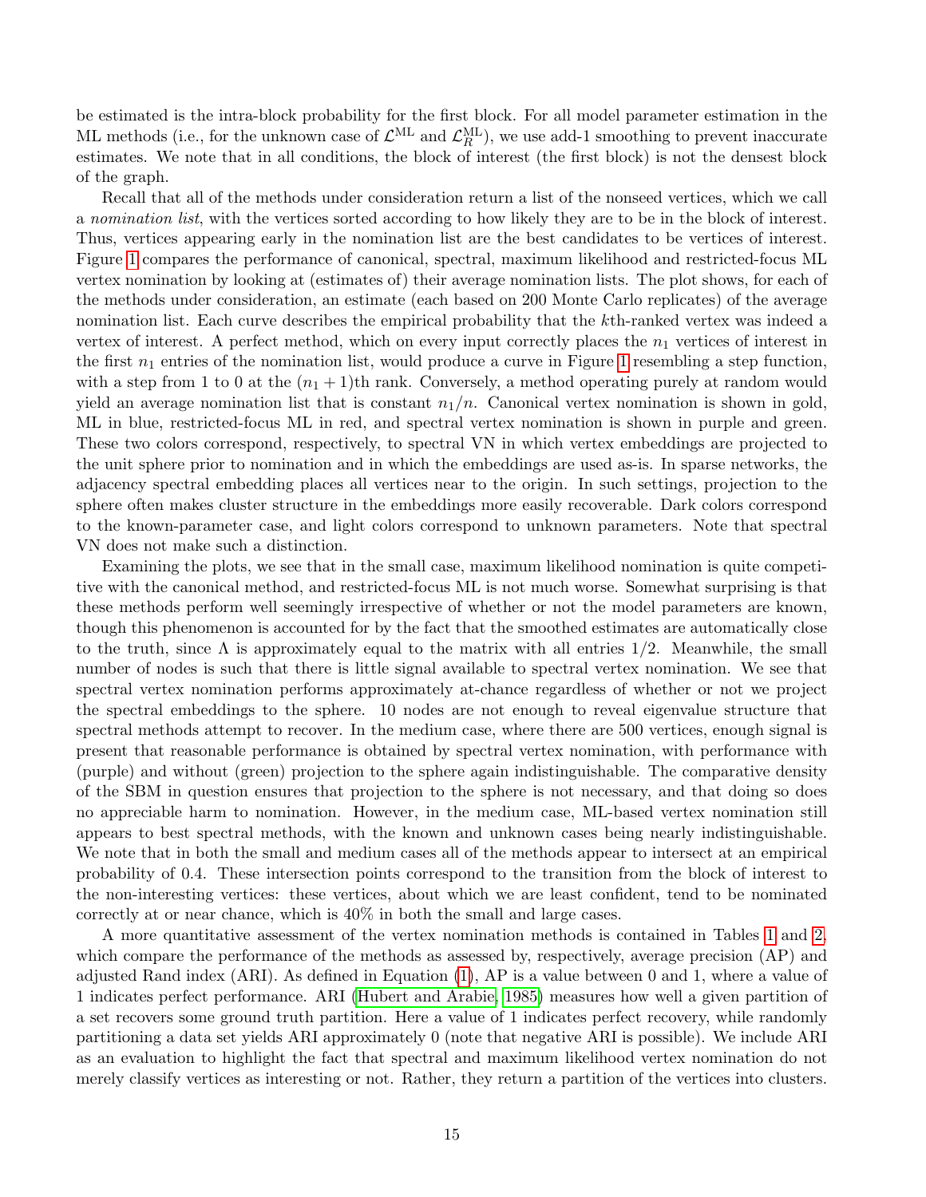be estimated is the intra-block probability for the first block. For all model parameter estimation in the ML methods (i.e., for the unknown case of $\mathcal{L}^{\mathrm{ML}}$ and $\mathcal{L}_R^{\mathrm{ML}}$), we use add-1 smoothing to prevent inaccurate estimates. We note that in all conditions, the block of interest (the first block) is not the densest block of the graph.

Recall that all of the methods under consideration return a list of the nonseed vertices, which we call a *nomination list*, with the vertices sorted according to how likely they are to be in the block of interest. Thus, vertices appearing early in the nomination list are the best candidates to be vertices of interest. Figure 1 compares the performance of canonical, spectral, maximum likelihood and restricted-focus ML vertex nomination by looking at (estimates of) their average nomination lists. The plot shows, for each of the methods under consideration, an estimate (each based on 200 Monte Carlo replicates) of the average nomination list. Each curve describes the empirical probability that the $k$th-ranked vertex was indeed a vertex of interest. A perfect method, which on every input correctly places the $n_1$ vertices of interest in the first $n_1$ entries of the nomination list, would produce a curve in Figure 1 resembling a step function, with a step from 1 to 0 at the $(n_1 + 1)$th rank. Conversely, a method operating purely at random would yield an average nomination list that is constant $n_1/n$. Canonical vertex nomination is shown in gold, ML in blue, restricted-focus ML in red, and spectral vertex nomination is shown in purple and green. These two colors correspond, respectively, to spectral VN in which vertex embeddings are projected to the unit sphere prior to nomination and in which the embeddings are used as-is. In sparse networks, the adjacency spectral embedding places all vertices near to the origin. In such settings, projection to the sphere often makes cluster structure in the embeddings more easily recoverable. Dark colors correspond to the known-parameter case, and light colors correspond to unknown parameters. Note that spectral VN does not make such a distinction.

Examining the plots, we see that in the small case, maximum likelihood nomination is quite competitive with the canonical method, and restricted-focus ML is not much worse. Somewhat surprising is that these methods perform well seemingly irrespective of whether or not the model parameters are known, though this phenomenon is accounted for by the fact that the smoothed estimates are automatically close to the truth, since $\Lambda$ is approximately equal to the matrix with all entries $1/2$. Meanwhile, the small number of nodes is such that there is little signal available to spectral vertex nomination. We see that spectral vertex nomination performs approximately at-chance regardless of whether or not we project the spectral embeddings to the sphere. 10 nodes are not enough to reveal eigenvalue structure that spectral methods attempt to recover. In the medium case, where there are 500 vertices, enough signal is present that reasonable performance is obtained by spectral vertex nomination, with performance with (purple) and without (green) projection to the sphere again indistinguishable. The comparative density of the SBM in question ensures that projection to the sphere is not necessary, and that doing so does no appreciable harm to nomination. However, in the medium case, ML-based vertex nomination still appears to best spectral methods, with the known and unknown cases being nearly indistinguishable. We note that in both the small and medium cases all of the methods appear to intersect at an empirical probability of 0.4. These intersection points correspond to the transition from the block of interest to the non-interesting vertices: these vertices, about which we are least confident, tend to be nominated correctly at or near chance, which is 40% in both the small and large cases.

A more quantitative assessment of the vertex nomination methods is contained in Tables 1 and 2, which compare the performance of the methods as assessed by, respectively, average precision (AP) and adjusted Rand index (ARI). As defined in Equation (1), AP is a value between 0 and 1, where a value of 1 indicates perfect performance. ARI (Hubert and Arabie, 1985) measures how well a given partition of a set recovers some ground truth partition. Here a value of 1 indicates perfect recovery, while randomly partitioning a data set yields ARI approximately 0 (note that negative ARI is possible). We include ARI as an evaluation to highlight the fact that spectral and maximum likelihood vertex nomination do not merely classify vertices as interesting or not. Rather, they return a partition of the vertices into clusters.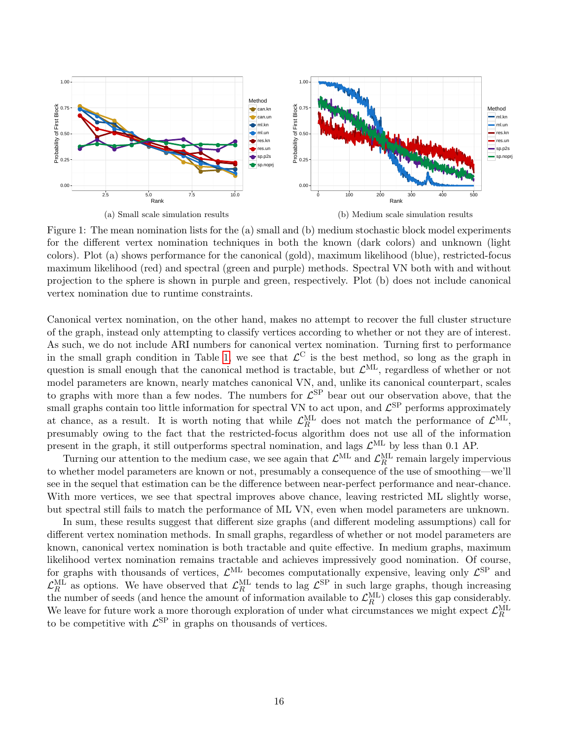(a) Small scale simulation results

(b) Medium scale simulation results

Figure 1: The mean nomination lists for the (a) small and (b) medium stochastic block model experiments for the different vertex nomination techniques in both the known (dark colors) and unknown (light colors). Plot (a) shows performance for the canonical (gold), maximum likelihood (blue), restricted-focus maximum likelihood (red) and spectral (green and purple) methods. Spectral VN both with and without projection to the sphere is shown in purple and green, respectively. Plot (b) does not include canonical vertex nomination due to runtime constraints.

Canonical vertex nomination, on the other hand, makes no attempt to recover the full cluster structure of the graph, instead only attempting to classify vertices according to whether or not they are of interest. As such, we do not include ARI numbers for canonical vertex nomination. Turning first to performance in the small graph condition in Table 1, we see that $\mathcal{L}^{\text{C}}$ is the best method, so long as the graph in question is small enough that the canonical method is tractable, but $\mathcal{L}^{\text{ML}}$, regardless of whether or not model parameters are known, nearly matches canonical VN, and, unlike its canonical counterpart, scales to graphs with more than a few nodes. The numbers for $\mathcal{L}^{\text{SP}}$ bear out our observation above, that the small graphs contain too little information for spectral VN to act upon, and $\mathcal{L}^{\text{SP}}$ performs approximately at chance, as a result. It is worth noting that while $\mathcal{L}_R^{\text{ML}}$ does not match the performance of $\mathcal{L}^{\text{ML}}$, presumably owing to the fact that the restricted-focus algorithm does not use all of the information present in the graph, it still outperforms spectral nomination, and lags $\mathcal{L}^{\text{ML}}$ by less than 0.1 AP.

Turning our attention to the medium case, we see again that $\mathcal{L}^{\text{ML}}$ and $\mathcal{L}_R^{\text{ML}}$ remain largely impervious to whether model parameters are known or not, presumably a consequence of the use of smoothing—we'll see in the sequel that estimation can be the difference between near-perfect performance and near-chance. With more vertices, we see that spectral improves above chance, leaving restricted ML slightly worse, but spectral still fails to match the performance of ML VN, even when model parameters are unknown.

In sum, these results suggest that different size graphs (and different modeling assumptions) call for different vertex nomination methods. In small graphs, regardless of whether or not model parameters are known, canonical vertex nomination is both tractable and quite effective. In medium graphs, maximum likelihood vertex nomination remains tractable and achieves impressively good nomination. Of course, for graphs with thousands of vertices, $\mathcal{L}^{\text{ML}}$ becomes computationally expensive, leaving only $\mathcal{L}^{\text{SP}}$ and $\mathcal{L}_R^{\text{ML}}$ as options. We have observed that $\mathcal{L}_R^{\text{ML}}$ tends to lag $\mathcal{L}^{\text{SP}}$ in such large graphs, though increasing the number of seeds (and hence the amount of information available to $\mathcal{L}_R^{\text{ML}}$) closes this gap considerably. We leave for future work a more thorough exploration of under what circumstances we might expect $\mathcal{L}_R^{\text{ML}}$ to be competitive with $\mathcal{L}^{\text{SP}}$ in graphs on thousands of vertices.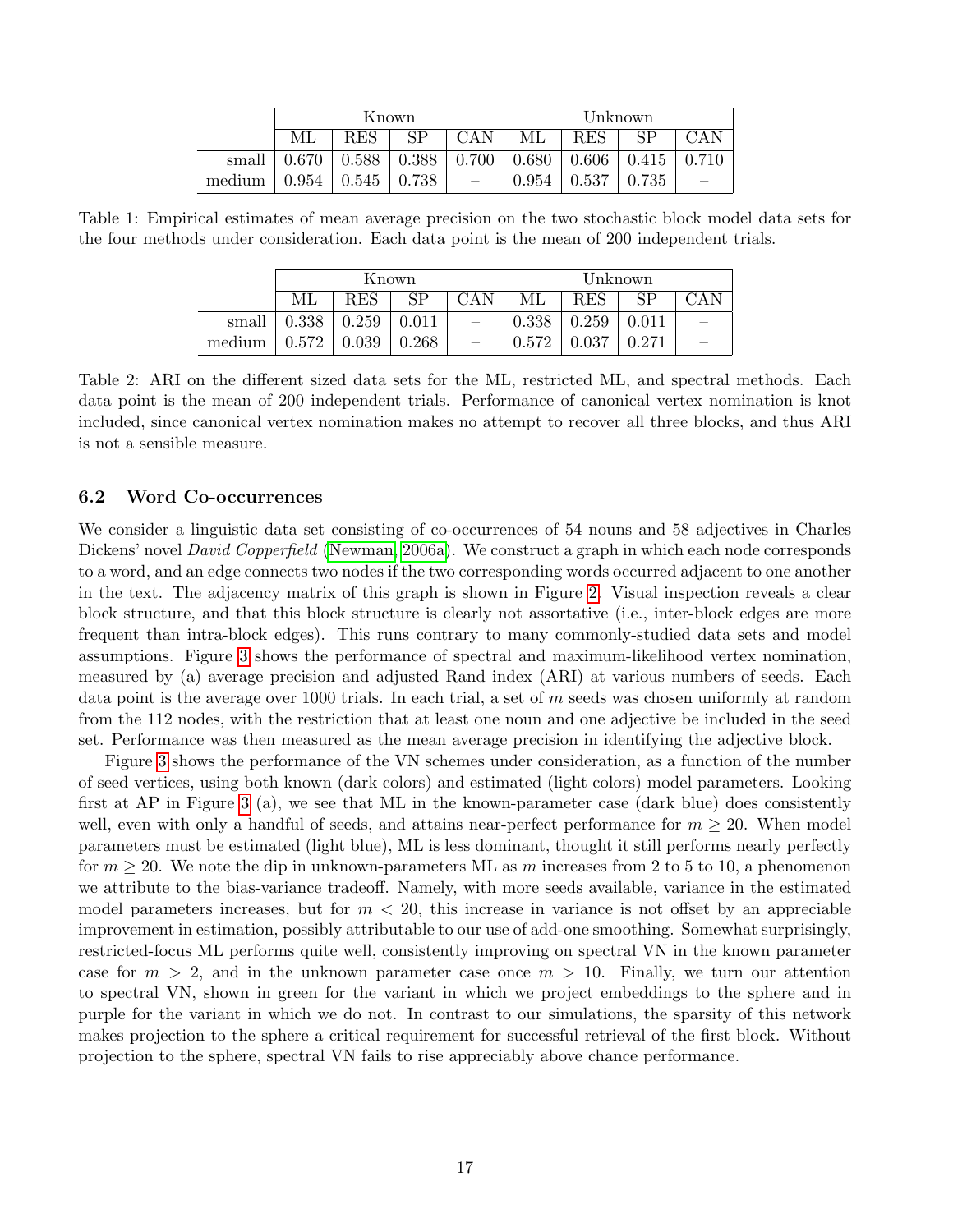| | Known | | | | Unknown | | | |
|---|---|---|---|---|---|---|---|---|
| | ML | RES | SP | CAN | ML | RES | SP | CAN |
| small | 0.670 | 0.588 | 0.388 | 0.700 | 0.680 | 0.606 | 0.415 | 0.710 |
| medium | 0.954 | 0.545 | 0.738 | – | 0.954 | 0.537 | 0.735 | – |

Table 1: Empirical estimates of mean average precision on the two stochastic block model data sets for the four methods under consideration. Each data point is the mean of 200 independent trials.

| | Known | | | | Unknown | | | |
|---|---|---|---|---|---|---|---|---|
| | ML | RES | SP | CAN | ML | RES | SP | CAN |
| small | 0.338 | 0.259 | 0.011 | – | 0.338 | 0.259 | 0.011 | – |
| medium | 0.572 | 0.039 | 0.268 | – | 0.572 | 0.037 | 0.271 | – |

Table 2: ARI on the different sized data sets for the ML, restricted ML, and spectral methods. Each data point is the mean of 200 independent trials. Performance of canonical vertex nomination is knot included, since canonical vertex nomination makes no attempt to recover all three blocks, and thus ARI is not a sensible measure.

### 6.2 Word Co-occurrences

We consider a linguistic data set consisting of co-occurrences of 54 nouns and 58 adjectives in Charles Dickens' novel *David Copperfield* (Newman, 2006a). We construct a graph in which each node corresponds to a word, and an edge connects two nodes if the two corresponding words occurred adjacent to one another in the text. The adjacency matrix of this graph is shown in Figure 2. Visual inspection reveals a clear block structure, and that this block structure is clearly not assortative (i.e., inter-block edges are more frequent than intra-block edges). This runs contrary to many commonly-studied data sets and model assumptions. Figure 3 shows the performance of spectral and maximum-likelihood vertex nomination, measured by (a) average precision and adjusted Rand index (ARI) at various numbers of seeds. Each data point is the average over 1000 trials. In each trial, a set of $m$ seeds was chosen uniformly at random from the 112 nodes, with the restriction that at least one noun and one adjective be included in the seed set. Performance was then measured as the mean average precision in identifying the adjective block.

Figure 3 shows the performance of the VN schemes under consideration, as a function of the number of seed vertices, using both known (dark colors) and estimated (light colors) model parameters. Looking first at AP in Figure 3 (a), we see that ML in the known-parameter case (dark blue) does consistently well, even with only a handful of seeds, and attains near-perfect performance for $m \geq 20$. When model parameters must be estimated (light blue), ML is less dominant, thought it still performs nearly perfectly for $m \geq 20$. We note the dip in unknown-parameters ML as $m$ increases from 2 to 5 to 10, a phenomenon we attribute to the bias-variance tradeoff. Namely, with more seeds available, variance in the estimated model parameters increases, but for $m < 20$, this increase in variance is not offset by an appreciable improvement in estimation, possibly attributable to our use of add-one smoothing. Somewhat surprisingly, restricted-focus ML performs quite well, consistently improving on spectral VN in the known parameter case for $m > 2$, and in the unknown parameter case once $m > 10$. Finally, we turn our attention to spectral VN, shown in green for the variant in which we project embeddings to the sphere and in purple for the variant in which we do not. In contrast to our simulations, the sparsity of this network makes projection to the sphere a critical requirement for successful retrieval of the first block. Without projection to the sphere, spectral VN fails to rise appreciably above chance performance.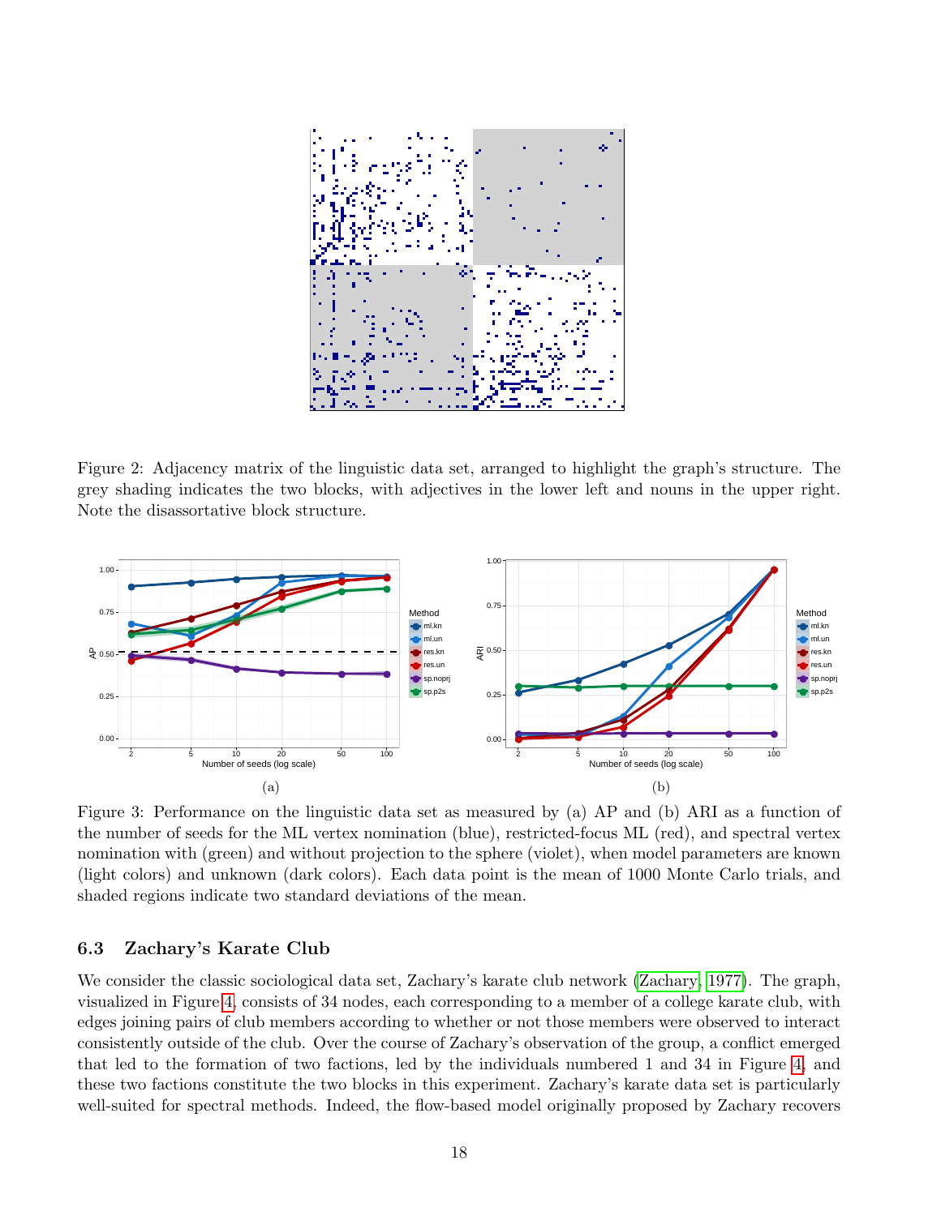Figure 2: Adjacency matrix of the linguistic data set, arranged to highlight the graph's structure. The grey shading indicates the two blocks, with adjectives in the lower left and nouns in the upper right. Note the disassortative block structure.

(a)

(b)

Figure 3: Performance on the linguistic data set as measured by (a) AP and (b) ARI as a function of the number of seeds for the ML vertex nomination (blue), restricted-focus ML (red), and spectral vertex nomination with (green) and without projection to the sphere (violet), when model parameters are known (light colors) and unknown (dark colors). Each data point is the mean of 1000 Monte Carlo trials, and shaded regions indicate two standard deviations of the mean.

### 6.3 Zachary's Karate Club

We consider the classic sociological data set, Zachary's karate club network (Zachary, 1977). The graph, visualized in Figure 4, consists of 34 nodes, each corresponding to a member of a college karate club, with edges joining pairs of club members according to whether or not those members were observed to interact consistently outside of the club. Over the course of Zachary's observation of the group, a conflict emerged that led to the formation of two factions, led by the individuals numbered 1 and 34 in Figure 4, and these two factions constitute the two blocks in this experiment. Zachary's karate data set is particularly well-suited for spectral methods. Indeed, the flow-based model originally proposed by Zachary recovers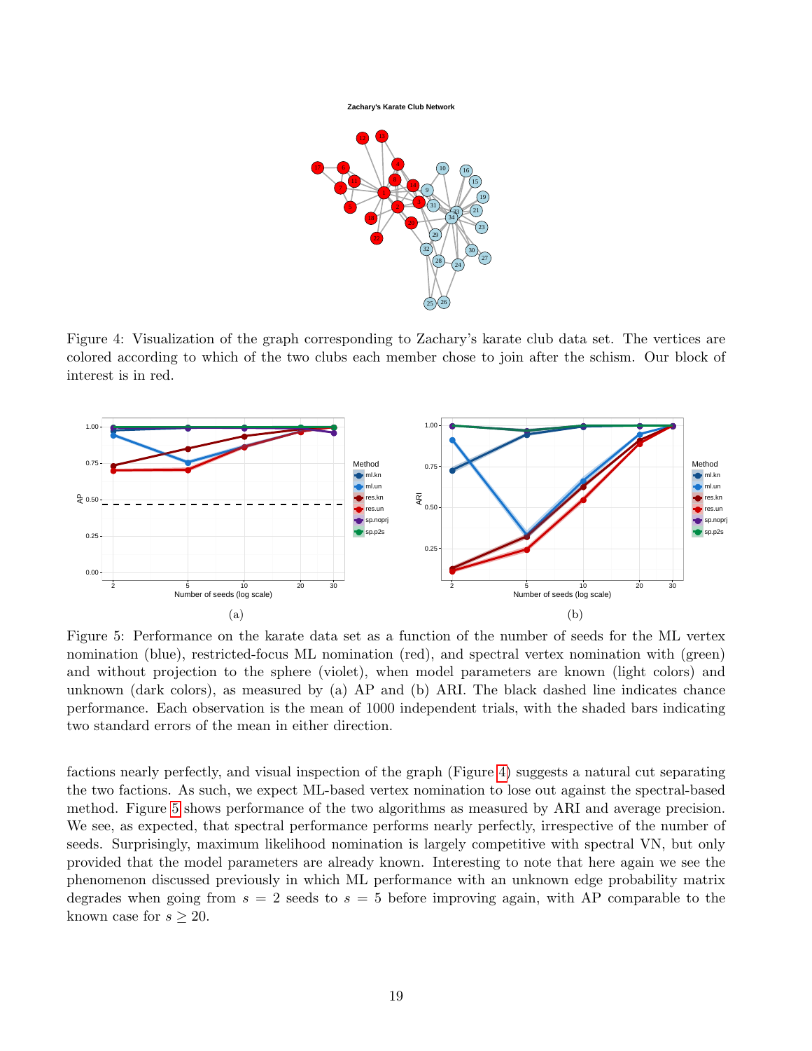Figure 4: Visualization of the graph corresponding to Zachary's karate club data set. The vertices are colored according to which of the two clubs each member chose to join after the schism. Our block of interest is in red.

Figure 5: Performance on the karate data set as a function of the number of seeds for the ML vertex nomination (blue), restricted-focus ML nomination (red), and spectral vertex nomination with (green) and without projection to the sphere (violet), when model parameters are known (light colors) and unknown (dark colors), as measured by (a) AP and (b) ARI. The black dashed line indicates chance performance. Each observation is the mean of 1000 independent trials, with the shaded bars indicating two standard errors of the mean in either direction.

factions nearly perfectly, and visual inspection of the graph (Figure 4) suggests a natural cut separating the two factions. As such, we expect ML-based vertex nomination to lose out against the spectral-based method. Figure 5 shows performance of the two algorithms as measured by ARI and average precision. We see, as expected, that spectral performance performs nearly perfectly, irrespective of the number of seeds. Surprisingly, maximum likelihood nomination is largely competitive with spectral VN, but only provided that the model parameters are already known. Interesting to note that here again we see the phenomenon discussed previously in which ML performance with an unknown edge probability matrix degrades when going from $s = 2$ seeds to $s = 5$ before improving again, with AP comparable to the known case for $s \geq 20$.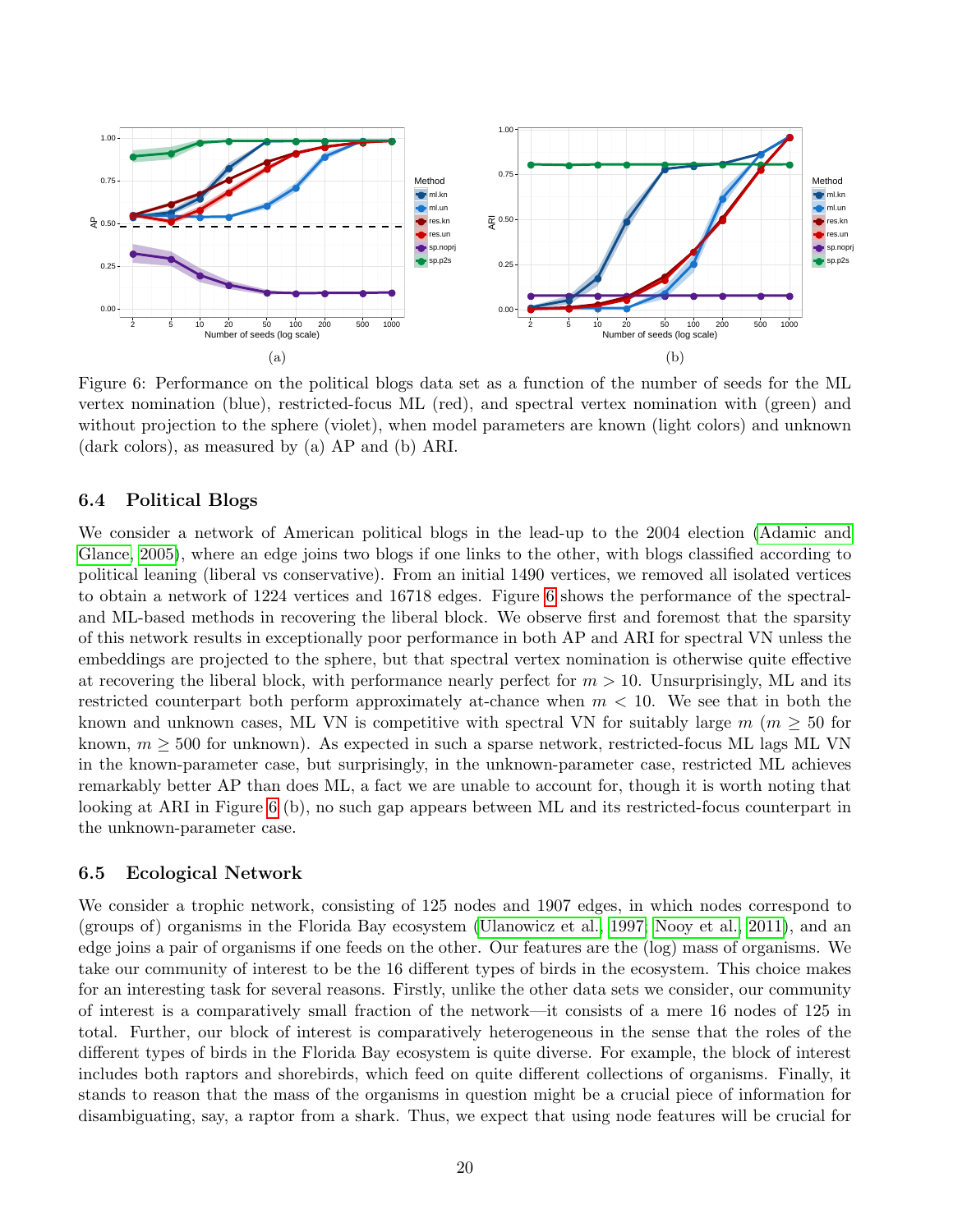(a) (b)

Figure 6: Performance on the political blogs data set as a function of the number of seeds for the ML vertex nomination (blue), restricted-focus ML (red), and spectral vertex nomination with (green) and without projection to the sphere (violet), when model parameters are known (light colors) and unknown (dark colors), as measured by (a) AP and (b) ARI.

### 6.4 Political Blogs

We consider a network of American political blogs in the lead-up to the 2004 election (Adamic and Glance, 2005), where an edge joins two blogs if one links to the other, with blogs classified according to political leaning (liberal vs conservative). From an initial 1490 vertices, we removed all isolated vertices to obtain a network of 1224 vertices and 16718 edges. Figure 6 shows the performance of the spectral- and ML-based methods in recovering the liberal block. We observe first and foremost that the sparsity of this network results in exceptionally poor performance in both AP and ARI for spectral VN unless the embeddings are projected to the sphere, but that spectral vertex nomination is otherwise quite effective at recovering the liberal block, with performance nearly perfect for $m > 10$. Unsurprisingly, ML and its restricted counterpart both perform approximately at-chance when $m < 10$. We see that in both the known and unknown cases, ML VN is competitive with spectral VN for suitably large $m$ ($m \geq 50$ for known, $m \geq 500$ for unknown). As expected in such a sparse network, restricted-focus ML lags ML VN in the known-parameter case, but surprisingly, in the unknown-parameter case, restricted ML achieves remarkably better AP than does ML, a fact we are unable to account for, though it is worth noting that looking at ARI in Figure 6 (b), no such gap appears between ML and its restricted-focus counterpart in the unknown-parameter case.

### 6.5 Ecological Network

We consider a trophic network, consisting of 125 nodes and 1907 edges, in which nodes correspond to (groups of) organisms in the Florida Bay ecosystem (Ulanowicz et al., 1997; Nooy et al., 2011), and an edge joins a pair of organisms if one feeds on the other. Our features are the (log) mass of organisms. We take our community of interest to be the 16 different types of birds in the ecosystem. This choice makes for an interesting task for several reasons. Firstly, unlike the other data sets we consider, our community of interest is a comparatively small fraction of the network—it consists of a mere 16 nodes of 125 in total. Further, our block of interest is comparatively heterogeneous in the sense that the roles of the different types of birds in the Florida Bay ecosystem is quite diverse. For example, the block of interest includes both raptors and shorebirds, which feed on quite different collections of organisms. Finally, it stands to reason that the mass of the organisms in question might be a crucial piece of information for disambiguating, say, a raptor from a shark. Thus, we expect that using node features will be crucial for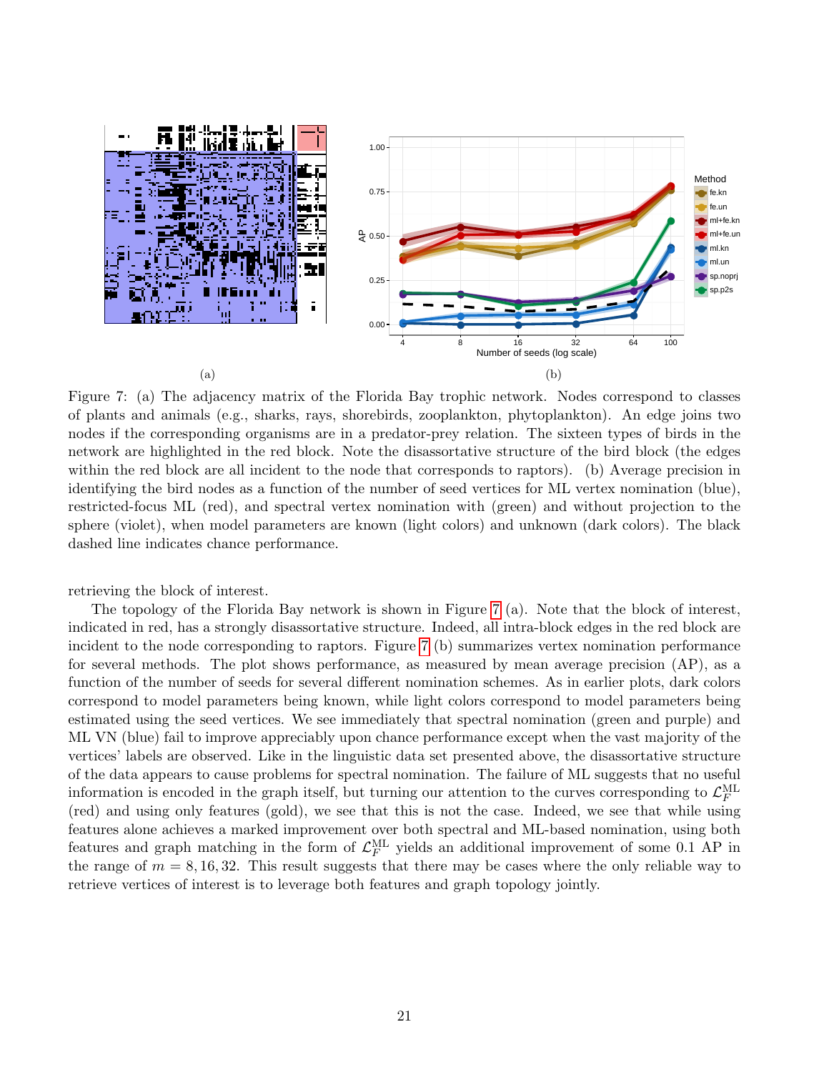(a)

(b)

Figure 7: (a) The adjacency matrix of the Florida Bay trophic network. Nodes correspond to classes of plants and animals (e.g., sharks, rays, shorebirds, zooplankton, phytoplankton). An edge joins two nodes if the corresponding organisms are in a predator-prey relation. The sixteen types of birds in the network are highlighted in the red block. Note the disassortative structure of the bird block (the edges within the red block are all incident to the node that corresponds to raptors). (b) Average precision in identifying the bird nodes as a function of the number of seed vertices for ML vertex nomination (blue), restricted-focus ML (red), and spectral vertex nomination with (green) and without projection to the sphere (violet), when model parameters are known (light colors) and unknown (dark colors). The black dashed line indicates chance performance.

retrieving the block of interest.

The topology of the Florida Bay network is shown in Figure 7 (a). Note that the block of interest, indicated in red, has a strongly disassortative structure. Indeed, all intra-block edges in the red block are incident to the node corresponding to raptors. Figure 7 (b) summarizes vertex nomination performance for several methods. The plot shows performance, as measured by mean average precision (AP), as a function of the number of seeds for several different nomination schemes. As in earlier plots, dark colors correspond to model parameters being known, while light colors correspond to model parameters being estimated using the seed vertices. We see immediately that spectral nomination (green and purple) and ML VN (blue) fail to improve appreciably upon chance performance except when the vast majority of the vertices' labels are observed. Like in the linguistic data set presented above, the disassortative structure of the data appears to cause problems for spectral nomination. The failure of ML suggests that no useful information is encoded in the graph itself, but turning our attention to the curves corresponding to $\mathcal{L}_F^{\text{ML}}$ (red) and using only features (gold), we see that this is not the case. Indeed, we see that while using features alone achieves a marked improvement over both spectral and ML-based nomination, using both features and graph matching in the form of $\mathcal{L}_F^{\text{ML}}$ yields an additional improvement of some 0.1 AP in the range of $m = 8, 16, 32$. This result suggests that there may be cases where the only reliable way to retrieve vertices of interest is to leverage both features and graph topology jointly.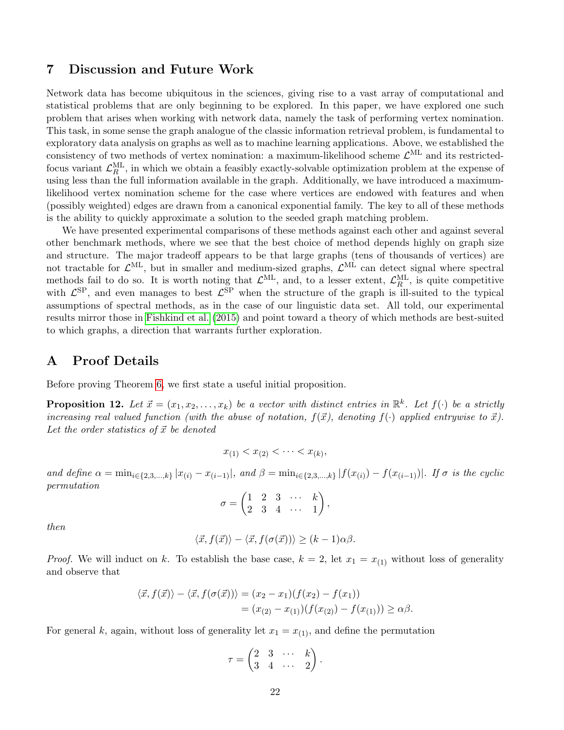## 7 Discussion and Future Work

Network data has become ubiquitous in the sciences, giving rise to a vast array of computational and statistical problems that are only beginning to be explored. In this paper, we have explored one such problem that arises when working with network data, namely the task of performing vertex nomination. This task, in some sense the graph analogue of the classic information retrieval problem, is fundamental to exploratory data analysis on graphs as well as to machine learning applications. Above, we established the consistency of two methods of vertex nomination: a maximum-likelihood scheme $\mathcal{L}^{\text{ML}}$ and its restricted-focus variant $\mathcal{L}_R^{\text{ML}}$, in which we obtain a feasibly exactly-solvable optimization problem at the expense of using less than the full information available in the graph. Additionally, we have introduced a maximum-likelihood vertex nomination scheme for the case where vertices are endowed with features and when (possibly weighted) edges are drawn from a canonical exponential family. The key to all of these methods is the ability to quickly approximate a solution to the seeded graph matching problem.

We have presented experimental comparisons of these methods against each other and against several other benchmark methods, where we see that the best choice of method depends highly on graph size and structure. The major tradeoff appears to be that large graphs (tens of thousands of vertices) are not tractable for $\mathcal{L}^{\text{ML}}$, but in smaller and medium-sized graphs, $\mathcal{L}^{\text{ML}}$ can detect signal where spectral methods fail to do so. It is worth noting that $\mathcal{L}^{\text{ML}}$, and, to a lesser extent, $\mathcal{L}_R^{\text{ML}}$, is quite competitive with $\mathcal{L}^{\text{SP}}$, and even manages to best $\mathcal{L}^{\text{SP}}$ when the structure of the graph is ill-suited to the typical assumptions of spectral methods, as in the case of our linguistic data set. All told, our experimental results mirror those in Fishkind et al. (2015) and point toward a theory of which methods are best-suited to which graphs, a direction that warrants further exploration.

## A Proof Details

Before proving Theorem 6, we first state a useful initial proposition.

**Proposition 12.** *Let $\vec{x} = (x_1, x_2, \ldots, x_k)$ be a vector with distinct entries in $\mathbb{R}^k$. Let $f(\cdot)$ be a strictly increasing real valued function (with the abuse of notation, $f(\vec{x})$, denoting $f(\cdot)$ applied entrywise to $\vec{x}$). Let the order statistics of $\vec{x}$ be denoted*

$$x_{(1)} < x_{(2)} < \cdots < x_{(k)},$$

*and define $\alpha = \min_{i \in \{2,3,\ldots,k\}} |x_{(i)} - x_{(i-1)}|$, and $\beta = \min_{i \in \{2,3,\ldots,k\}} |f(x_{(i)}) - f(x_{(i-1)})|$. If $\sigma$ is the cyclic permutation*

$$\sigma = \begin{pmatrix} 1 & 2 & 3 & \cdots & k \\ 2 & 3 & 4 & \cdots & 1 \end{pmatrix},$$

*then*

$$\langle \vec{x}, f(\vec{x}) \rangle - \langle \vec{x}, f(\sigma(\vec{x})) \rangle \geq (k-1)\alpha\beta.$$

*Proof.* We will induct on $k$. To establish the base case, $k = 2$, let $x_1 = x_{(1)}$ without loss of generality and observe that

$$\begin{aligned} \langle \vec{x}, f(\vec{x}) \rangle - \langle \vec{x}, f(\sigma(\vec{x})) \rangle &= (x_2 - x_1)(f(x_2) - f(x_1)) \\ &= (x_{(2)} - x_{(1)})(f(x_{(2)}) - f(x_{(1)})) \geq \alpha\beta. \end{aligned}$$

For general $k$, again, without loss of generality let $x_1 = x_{(1)}$, and define the permutation

$$\tau = \begin{pmatrix} 2 & 3 & \cdots & k \\ 3 & 4 & \cdots & 2 \end{pmatrix}.$$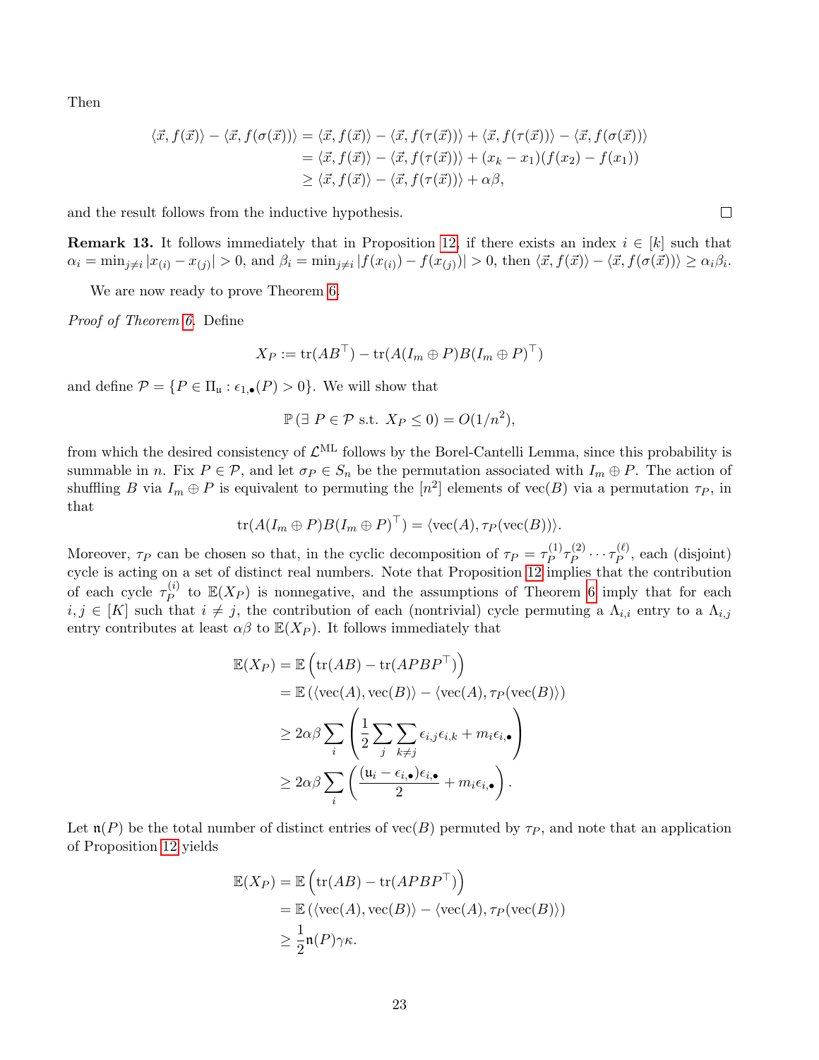Then

$$
\begin{aligned}
\langle \vec{x}, f(\vec{x})\rangle - \langle \vec{x}, f(\sigma(\vec{x}))\rangle &= \langle \vec{x}, f(\vec{x})\rangle - \langle \vec{x}, f(\tau(\vec{x}))\rangle + \langle \vec{x}, f(\tau(\vec{x}))\rangle - \langle \vec{x}, f(\sigma(\vec{x}))\rangle \\
&= \langle \vec{x}, f(\vec{x})\rangle - \langle \vec{x}, f(\tau(\vec{x}))\rangle + (x_k - x_1)(f(x_2) - f(x_1)) \\
&\geq \langle \vec{x}, f(\vec{x})\rangle - \langle \vec{x}, f(\tau(\vec{x}))\rangle + \alpha\beta,
\end{aligned}
$$

and the result follows from the inductive hypothesis. □

**Remark 13.** It follows immediately that in Proposition 12, if there exists an index $i \in [k]$ such that $\alpha_i = \min_{j\neq i} |x_{(i)} - x_{(j)}| > 0$, and $\beta_i = \min_{j\neq i} |f(x_{(i)}) - f(x_{(j)})| > 0$, then $\langle \vec{x}, f(\vec{x})\rangle - \langle \vec{x}, f(\sigma(\vec{x}))\rangle \geq \alpha_i\beta_i$.

We are now ready to prove Theorem 6.

*Proof of Theorem 6.* Define

$$
X_P := \operatorname{tr}(AB^\top) - \operatorname{tr}(A(I_m \oplus P)B(I_m \oplus P)^\top)
$$

and define $\mathcal{P} = \{P \in \Pi_{\mathfrak{u}} : \epsilon_{1,\bullet}(P) > 0\}$. We will show that

$$
\mathbb{P}\left(\exists\ P \in \mathcal{P} \text{ s.t. } X_P \leq 0\right) = O(1/n^2),
$$

from which the desired consistency of $\mathcal{L}^{\mathrm{ML}}$ follows by the Borel-Cantelli Lemma, since this probability is summable in $n$. Fix $P \in \mathcal{P}$, and let $\sigma_P \in S_n$ be the permutation associated with $I_m \oplus P$. The action of shuffling $B$ via $I_m \oplus P$ is equivalent to permuting the $[n^2]$ elements of $\operatorname{vec}(B)$ via a permutation $\tau_P$, in that

$$
\operatorname{tr}(A(I_m \oplus P)B(I_m \oplus P)^\top) = \langle \operatorname{vec}(A), \tau_P(\operatorname{vec}(B))\rangle.
$$

Moreover, $\tau_P$ can be chosen so that, in the cyclic decomposition of $\tau_P = \tau_P^{(1)}\tau_P^{(2)}\cdots\tau_P^{(\ell)}$, each (disjoint) cycle is acting on a set of distinct real numbers. Note that Proposition 12 implies that the contribution of each cycle $\tau_P^{(i)}$ to $\mathbb{E}(X_P)$ is nonnegative, and the assumptions of Theorem 6 imply that for each $i, j \in [K]$ such that $i \neq j$, the contribution of each (nontrivial) cycle permuting a $\Lambda_{i,i}$ entry to a $\Lambda_{i,j}$ entry contributes at least $\alpha\beta$ to $\mathbb{E}(X_P)$. It follows immediately that

$$
\begin{aligned}
\mathbb{E}(X_P) &= \mathbb{E}\left(\operatorname{tr}(AB) - \operatorname{tr}(APBP^\top)\right) \\
&= \mathbb{E}\left(\langle \operatorname{vec}(A), \operatorname{vec}(B)\rangle - \langle \operatorname{vec}(A), \tau_P(\operatorname{vec}(B))\rangle\right) \\
&\geq 2\alpha\beta \sum_i \left( \frac{1}{2}\sum_j \sum_{k\neq j} \epsilon_{i,j}\epsilon_{i,k} + m_i \epsilon_{i,\bullet} \right) \\
&\geq 2\alpha\beta \sum_i \left( \frac{(\mathfrak{u}_i - \epsilon_{i,\bullet})\epsilon_{i,\bullet}}{2} + m_i \epsilon_{i,\bullet} \right).
\end{aligned}
$$

Let $\mathfrak{n}(P)$ be the total number of distinct entries of $\operatorname{vec}(B)$ permuted by $\tau_P$, and note that an application of Proposition 12 yields

$$
\begin{aligned}
\mathbb{E}(X_P) &= \mathbb{E}\left(\operatorname{tr}(AB) - \operatorname{tr}(APBP^\top)\right) \\
&= \mathbb{E}\left(\langle \operatorname{vec}(A), \operatorname{vec}(B)\rangle - \langle \operatorname{vec}(A), \tau_P(\operatorname{vec}(B))\rangle\right) \\
&\geq \frac{1}{2}\mathfrak{n}(P)\gamma\kappa.
\end{aligned}
$$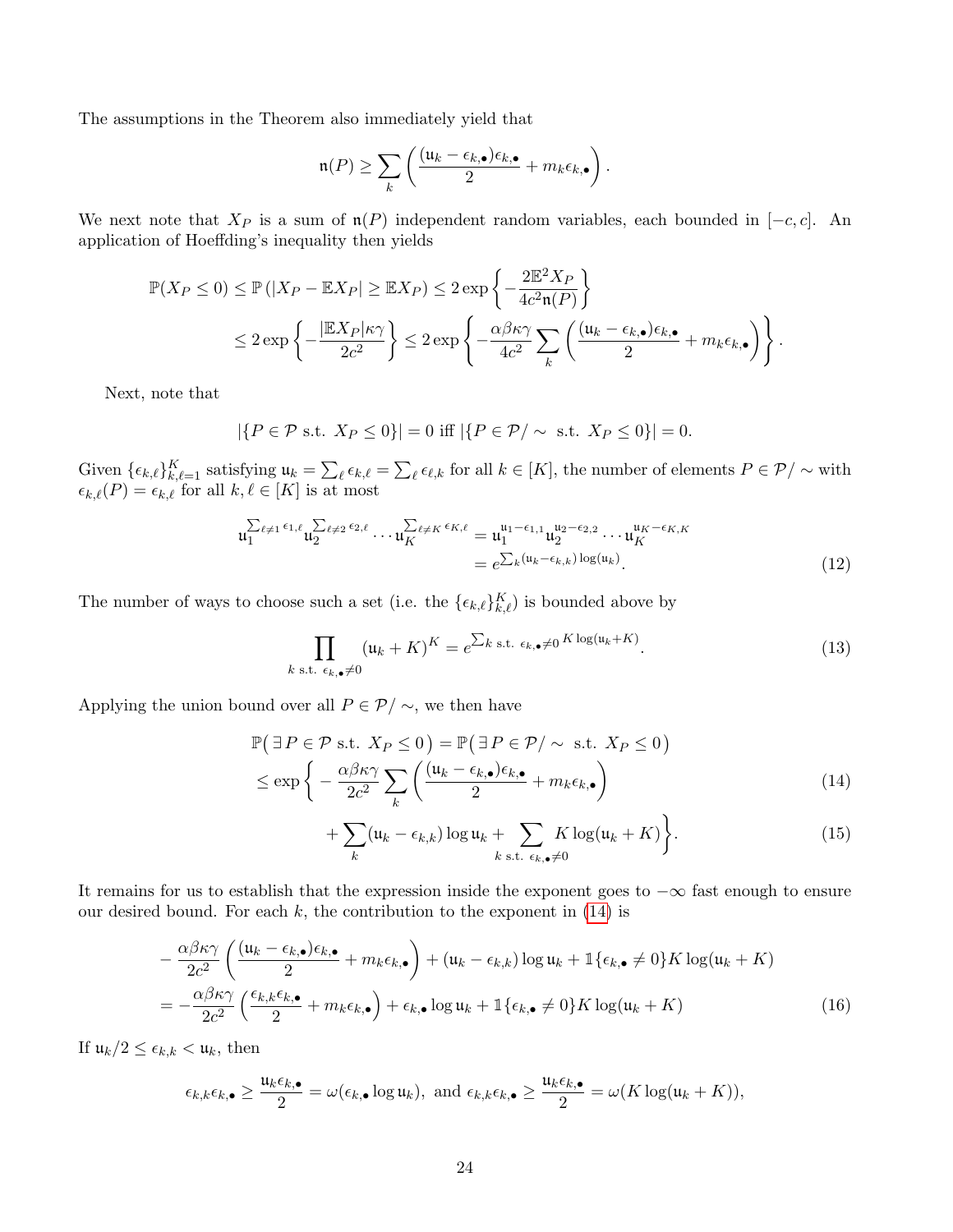The assumptions in the Theorem also immediately yield that

$$\mathfrak{n}(P) \geq \sum_k \left( \frac{(\mathfrak{u}_k - \epsilon_{k,\bullet})\epsilon_{k,\bullet}}{2} + m_k \epsilon_{k,\bullet} \right).$$

We next note that $X_P$ is a sum of $\mathfrak{n}(P)$ independent random variables, each bounded in $[-c, c]$. An application of Hoeffding's inequality then yields

$$\begin{aligned}
\mathbb{P}(X_P \leq 0) &\leq \mathbb{P}\left(|X_P - \mathbb{E}X_P| \geq \mathbb{E}X_P\right) \leq 2\exp\left\{-\frac{2\mathbb{E}^2 X_P}{4c^2 \mathfrak{n}(P)}\right\} \\
&\leq 2\exp\left\{-\frac{|\mathbb{E}X_P|\kappa\gamma}{2c^2}\right\} \leq 2\exp\left\{-\frac{\alpha\beta\kappa\gamma}{4c^2}\sum_k \left(\frac{(\mathfrak{u}_k - \epsilon_{k,\bullet})\epsilon_{k,\bullet}}{2} + m_k\epsilon_{k,\bullet}\right)\right\}.
\end{aligned}$$

Next, note that

$$|\{P \in \mathcal{P} \text{ s.t. } X_P \leq 0\}| = 0 \text{ iff } |\{P \in \mathcal{P}/\sim \text{ s.t. } X_P \leq 0\}| = 0.$$

Given $\{\epsilon_{k,\ell}\}_{k,\ell=1}^K$ satisfying $\mathfrak{u}_k = \sum_\ell \epsilon_{k,\ell} = \sum_\ell \epsilon_{\ell,k}$ for all $k \in [K]$, the number of elements $P \in \mathcal{P}/\sim$ with $\epsilon_{k,\ell}(P) = \epsilon_{k,\ell}$ for all $k, \ell \in [K]$ is at most

$$\begin{aligned}
\mathfrak{u}_1^{\sum_{\ell\neq 1}\epsilon_{1,\ell}}\mathfrak{u}_2^{\sum_{\ell\neq 2}\epsilon_{2,\ell}}\cdots\mathfrak{u}_K^{\sum_{\ell\neq K}\epsilon_{K,\ell}} &= \mathfrak{u}_1^{\mathfrak{u}_1-\epsilon_{1,1}}\mathfrak{u}_2^{\mathfrak{u}_2-\epsilon_{2,2}}\cdots\mathfrak{u}_K^{\mathfrak{u}_K-\epsilon_{K,K}} \\
&= e^{\sum_k(\mathfrak{u}_k-\epsilon_{k,k})\log(\mathfrak{u}_k)}. \qquad (12)
\end{aligned}$$

The number of ways to choose such a set (i.e. the $\{\epsilon_{k,\ell}\}_{k,\ell}^K$) is bounded above by

$$\prod_{k \text{ s.t. } \epsilon_{k,\bullet}\neq 0}(\mathfrak{u}_k + K)^K = e^{\sum_{k \text{ s.t. } \epsilon_{k,\bullet}\neq 0} K\log(\mathfrak{u}_k+K)}. \qquad (13)$$

Applying the union bound over all $P \in \mathcal{P}/\sim$, we then have

$$\begin{aligned}
&\mathbb{P}\big(\,\exists\, P \in \mathcal{P} \text{ s.t. } X_P \leq 0\big) = \mathbb{P}\big(\,\exists\, P \in \mathcal{P}/\sim \text{ s.t. } X_P \leq 0\big) \\
&\leq \exp\bigg\{ -\frac{\alpha\beta\kappa\gamma}{2c^2}\sum_k\left(\frac{(\mathfrak{u}_k - \epsilon_{k,\bullet})\epsilon_{k,\bullet}}{2} + m_k\epsilon_{k,\bullet}\right) \qquad (14) \\
&\qquad + \sum_k(\mathfrak{u}_k - \epsilon_{k,k})\log\mathfrak{u}_k + \sum_{k \text{ s.t. } \epsilon_{k,\bullet}\neq 0} K\log(\mathfrak{u}_k + K)\bigg\}. \qquad (15)
\end{aligned}$$

It remains for us to establish that the expression inside the exponent goes to $-\infty$ fast enough to ensure our desired bound. For each $k$, the contribution to the exponent in (14) is

$$\begin{aligned}
&-\frac{\alpha\beta\kappa\gamma}{2c^2}\left(\frac{(\mathfrak{u}_k - \epsilon_{k,\bullet})\epsilon_{k,\bullet}}{2} + m_k\epsilon_{k,\bullet}\right) + (\mathfrak{u}_k - \epsilon_{k,k})\log\mathfrak{u}_k + \mathbb{1}\{\epsilon_{k,\bullet}\neq 0\}K\log(\mathfrak{u}_k + K) \\
&= -\frac{\alpha\beta\kappa\gamma}{2c^2}\left(\frac{\epsilon_{k,k}\epsilon_{k,\bullet}}{2} + m_k\epsilon_{k,\bullet}\right) + \epsilon_{k,\bullet}\log\mathfrak{u}_k + \mathbb{1}\{\epsilon_{k,\bullet}\neq 0\}K\log(\mathfrak{u}_k + K) \qquad (16)
\end{aligned}$$

If $\mathfrak{u}_k/2 \leq \epsilon_{k,k} < \mathfrak{u}_k$, then

$$\epsilon_{k,k}\epsilon_{k,\bullet} \geq \frac{\mathfrak{u}_k\epsilon_{k,\bullet}}{2} = \omega(\epsilon_{k,\bullet}\log\mathfrak{u}_k), \text{ and } \epsilon_{k,k}\epsilon_{k,\bullet} \geq \frac{\mathfrak{u}_k\epsilon_{k,\bullet}}{2} = \omega(K\log(\mathfrak{u}_k + K)),$$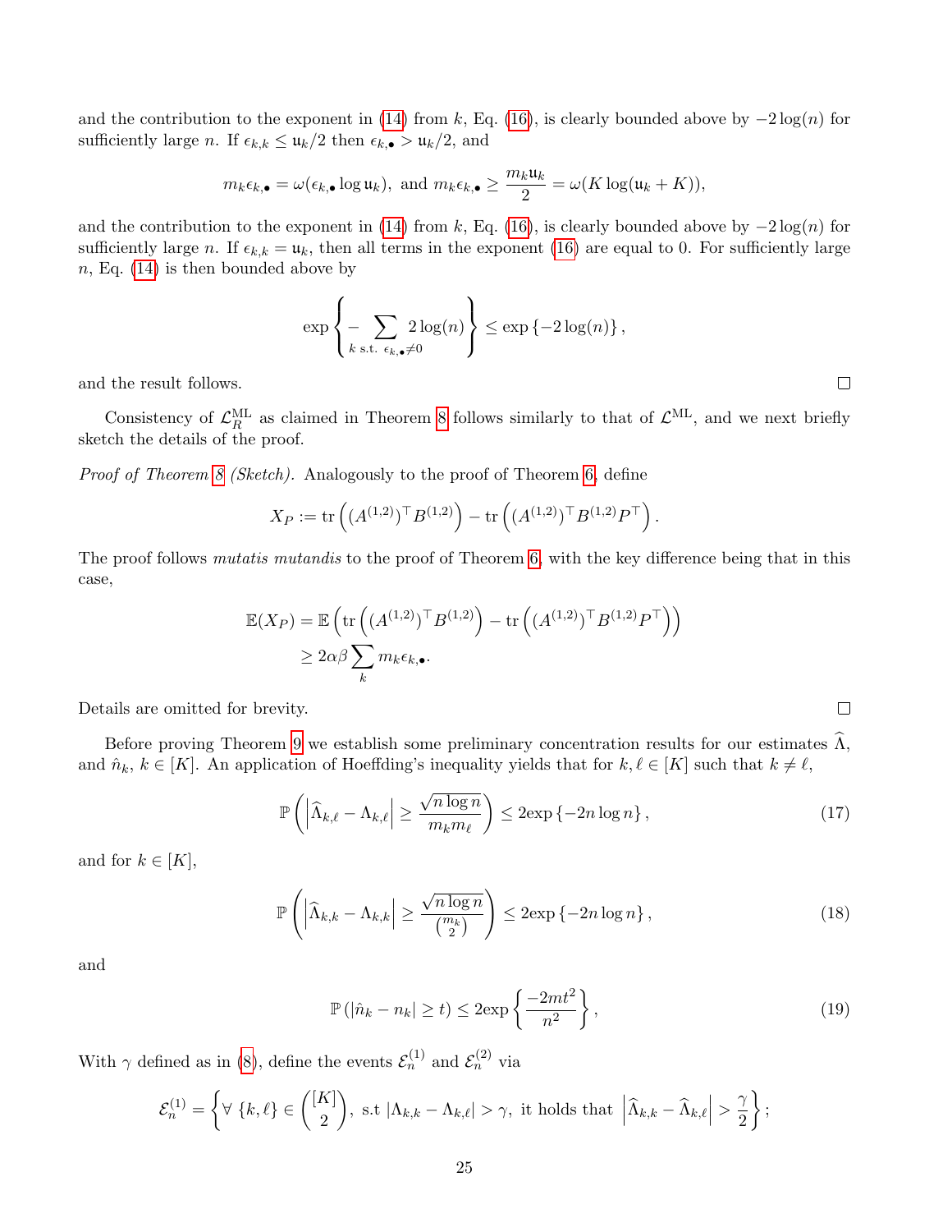and the contribution to the exponent in (14) from $k$, Eq. (16), is clearly bounded above by $-2\log(n)$ for sufficiently large $n$. If $\epsilon_{k,k} \le \mathfrak{u}_k/2$ then $\epsilon_{k,\bullet} > \mathfrak{u}_k/2$, and

$$m_k\epsilon_{k,\bullet} = \omega(\epsilon_{k,\bullet}\log \mathfrak{u}_k), \text{ and } m_k\epsilon_{k,\bullet} \ge \frac{m_k\mathfrak{u}_k}{2} = \omega(K\log(\mathfrak{u}_k + K)),$$

and the contribution to the exponent in (14) from $k$, Eq. (16), is clearly bounded above by $-2\log(n)$ for sufficiently large $n$. If $\epsilon_{k,k} = \mathfrak{u}_k$, then all terms in the exponent (16) are equal to 0. For sufficiently large $n$, Eq. (14) is then bounded above by

$$\exp\left\{-\sum_{k \text{ s.t. } \epsilon_{k,\bullet}\neq 0} 2\log(n)\right\} \le \exp\left\{-2\log(n)\right\},$$

and the result follows. ☐

Consistency of $\mathcal{L}_R^{\mathrm{ML}}$ as claimed in Theorem 8 follows similarly to that of $\mathcal{L}^{\mathrm{ML}}$, and we next briefly sketch the details of the proof.

*Proof of Theorem 8 (Sketch).* Analogously to the proof of Theorem 6, define

$$X_P := \operatorname{tr}\left((A^{(1,2)})^\top B^{(1,2)}\right) - \operatorname{tr}\left((A^{(1,2)})^\top B^{(1,2)} P^\top\right).$$

The proof follows *mutatis mutandis* to the proof of Theorem 6, with the key difference being that in this case,

$$\begin{aligned}
\mathbb{E}(X_P) &= \mathbb{E}\left(\operatorname{tr}\left((A^{(1,2)})^\top B^{(1,2)}\right) - \operatorname{tr}\left((A^{(1,2)})^\top B^{(1,2)} P^\top\right)\right)\\
&\ge 2\alpha\beta \sum_k m_k\epsilon_{k,\bullet}.
\end{aligned}$$

Details are omitted for brevity. ☐

Before proving Theorem 9 we establish some preliminary concentration results for our estimates $\widehat{\Lambda}$, and $\hat{n}_k$, $k\in[K]$. An application of Hoeffding's inequality yields that for $k,\ell\in[K]$ such that $k\neq\ell$,

$$\mathbb{P}\left(\left|\widehat{\Lambda}_{k,\ell} - \Lambda_{k,\ell}\right| \ge \frac{\sqrt{n\log n}}{m_k m_\ell}\right) \le 2\exp\left\{-2n\log n\right\}, \tag{17}$$

and for $k\in[K]$,

$$\mathbb{P}\left(\left|\widehat{\Lambda}_{k,k} - \Lambda_{k,k}\right| \ge \frac{\sqrt{n\log n}}{\binom{m_k}{2}}\right) \le 2\exp\left\{-2n\log n\right\}, \tag{18}$$

and

$$\mathbb{P}\left(|\hat{n}_k - n_k| \ge t\right) \le 2\exp\left\{\frac{-2mt^2}{n^2}\right\}, \tag{19}$$

With $\gamma$ defined as in (8), define the events $\mathcal{E}_n^{(1)}$ and $\mathcal{E}_n^{(2)}$ via

$$\mathcal{E}_n^{(1)} = \left\{\forall\ \{k,\ell\}\in\binom{[K]}{2},\ \text{s.t } |\Lambda_{k,k} - \Lambda_{k,\ell}| > \gamma,\ \text{it holds that }\ \left|\widehat{\Lambda}_{k,k} - \widehat{\Lambda}_{k,\ell}\right| > \frac{\gamma}{2}\right\};$$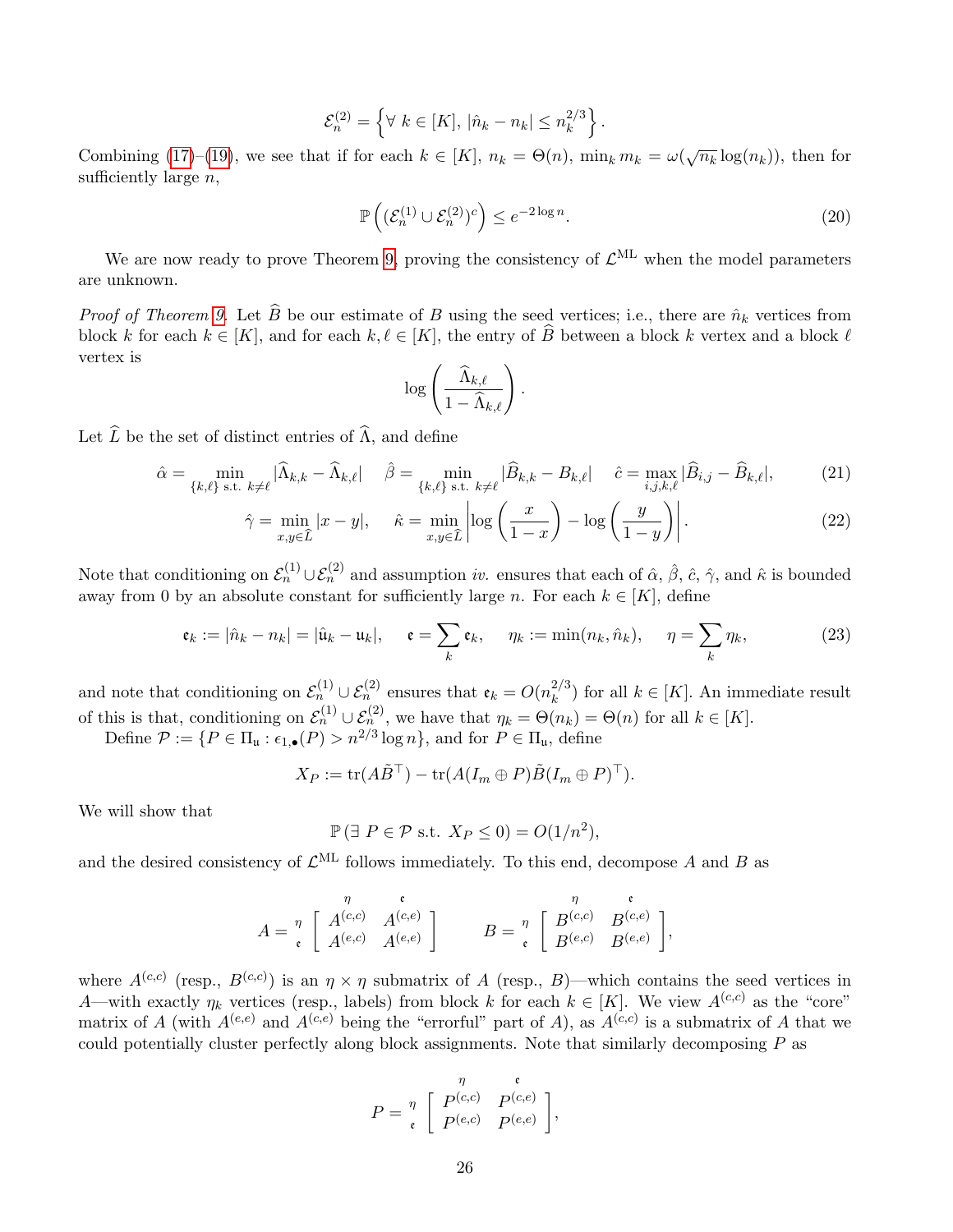$$\mathcal{E}_n^{(2)} = \left\{ \forall\ k \in [K],\ |\hat{n}_k - n_k| \leq n_k^{2/3} \right\}.$$

Combining (17)–(19), we see that if for each $k \in [K]$, $n_k = \Theta(n)$, $\min_k m_k = \omega(\sqrt{n_k}\log(n_k))$, then for sufficiently large $n$,

$$\mathbb{P}\left( (\mathcal{E}_n^{(1)} \cup \mathcal{E}_n^{(2)})^c \right) \leq e^{-2\log n}. \tag{20}$$

We are now ready to prove Theorem 9, proving the consistency of $\mathcal{L}^{\mathrm{ML}}$ when the model parameters are unknown.

*Proof of Theorem 9.* Let $\widehat{B}$ be our estimate of $B$ using the seed vertices; i.e., there are $\hat{n}_k$ vertices from block $k$ for each $k \in [K]$, and for each $k, \ell \in [K]$, the entry of $\widehat{B}$ between a block $k$ vertex and a block $\ell$ vertex is

$$\log\left( \frac{\widehat{\Lambda}_{k,\ell}}{1 - \widehat{\Lambda}_{k,\ell}} \right).$$

Let $\widehat{L}$ be the set of distinct entries of $\widehat{\Lambda}$, and define

$$\hat{\alpha} = \min_{\{k,\ell\} \text{ s.t. } k \neq \ell} |\widehat{\Lambda}_{k,k} - \widehat{\Lambda}_{k,\ell}| \quad \hat{\beta} = \min_{\{k,\ell\} \text{ s.t. } k \neq \ell} |\widehat{B}_{k,k} - B_{k,\ell}| \quad \hat{c} = \max_{i,j,k,\ell} |\widehat{B}_{i,j} - \widehat{B}_{k,\ell}|, \tag{21}$$

$$\hat{\gamma} = \min_{x,y \in \widehat{L}} |x - y|, \quad \hat{\kappa} = \min_{x,y \in \widehat{L}} \left| \log\left(\frac{x}{1-x}\right) - \log\left(\frac{y}{1-y}\right) \right|. \tag{22}$$

Note that conditioning on $\mathcal{E}_n^{(1)} \cup \mathcal{E}_n^{(2)}$ and assumption *iv.* ensures that each of $\hat{\alpha}$, $\hat{\beta}$, $\hat{c}$, $\hat{\gamma}$, and $\hat{\kappa}$ is bounded away from 0 by an absolute constant for sufficiently large $n$. For each $k \in [K]$, define

$$\mathfrak{e}_k := |\hat{n}_k - n_k| = |\hat{\mathfrak{u}}_k - \mathfrak{u}_k|, \quad \mathfrak{e} = \sum_k \mathfrak{e}_k, \quad \eta_k := \min(n_k, \hat{n}_k), \quad \eta = \sum_k \eta_k, \tag{23}$$

and note that conditioning on $\mathcal{E}_n^{(1)} \cup \mathcal{E}_n^{(2)}$ ensures that $\mathfrak{e}_k = O(n_k^{2/3})$ for all $k \in [K]$. An immediate result of this is that, conditioning on $\mathcal{E}_n^{(1)} \cup \mathcal{E}_n^{(2)}$, we have that $\eta_k = \Theta(n_k) = \Theta(n)$ for all $k \in [K]$.

Define $\mathcal{P} := \{P \in \Pi_{\mathfrak{u}} : \epsilon_{1,\bullet}(P) > n^{2/3}\log n\}$, and for $P \in \Pi_{\mathfrak{u}}$, define

$$X_P := \mathrm{tr}(A\tilde{B}^\top) - \mathrm{tr}(A(I_m \oplus P)\tilde{B}(I_m \oplus P)^\top).$$

We will show that

$$\mathbb{P}(\exists\ P \in \mathcal{P} \text{ s.t. } X_P \leq 0) = O(1/n^2),$$

and the desired consistency of $\mathcal{L}^{\mathrm{ML}}$ follows immediately. To this end, decompose $A$ and $B$ as

$$A = \begin{array}{c} \\ \eta \\ \mathfrak{e} \end{array}\!\!\begin{array}{c} \begin{array}{cc} \eta & \mathfrak{e} \end{array} \\ \left[ \begin{array}{cc} A^{(c,c)} & A^{(c,e)} \\ A^{(e,c)} & A^{(e,e)} \end{array} \right] \end{array} \qquad B = \begin{array}{c} \\ \eta \\ \mathfrak{e} \end{array}\!\!\begin{array}{c} \begin{array}{cc} \eta & \mathfrak{e} \end{array} \\ \left[ \begin{array}{cc} B^{(c,c)} & B^{(c,e)} \\ B^{(e,c)} & B^{(e,e)} \end{array} \right] \end{array},$$

where $A^{(c,c)}$ (resp., $B^{(c,c)}$) is an $\eta \times \eta$ submatrix of $A$ (resp., $B$)—which contains the seed vertices in $A$—with exactly $\eta_k$ vertices (resp., labels) from block $k$ for each $k \in [K]$. We view $A^{(c,c)}$ as the "core" matrix of $A$ (with $A^{(e,e)}$ and $A^{(c,e)}$ being the "errorful" part of $A$), as $A^{(c,c)}$ is a submatrix of $A$ that we could potentially cluster perfectly along block assignments. Note that similarly decomposing $P$ as

$$P = \begin{array}{c} \\ \eta \\ \mathfrak{e} \end{array}\!\!\begin{array}{c} \begin{array}{cc} \eta & \mathfrak{e} \end{array} \\ \left[ \begin{array}{cc} P^{(c,c)} & P^{(c,e)} \\ P^{(e,c)} & P^{(e,e)} \end{array} \right] \end{array},$$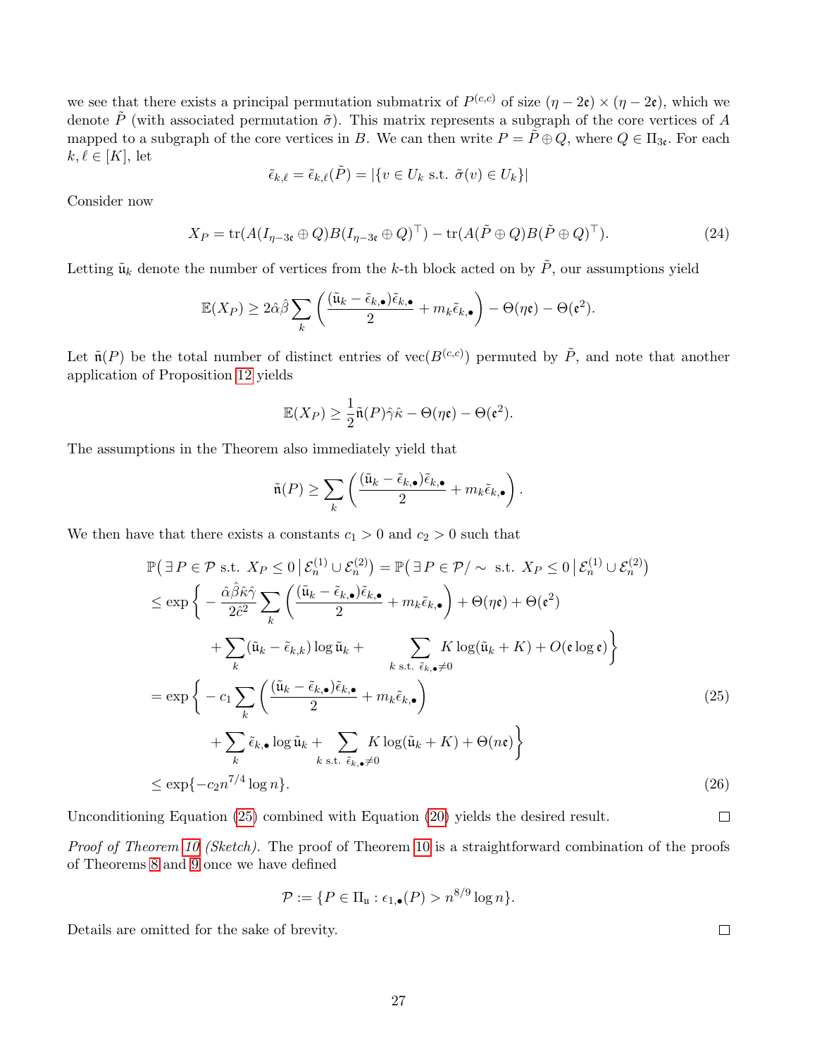we see that there exists a principal permutation submatrix of $P^{(c,c)}$ of size $(\eta - 2\mathfrak{e}) \times (\eta - 2\mathfrak{e})$, which we denote $\tilde{P}$ (with associated permutation $\tilde{\sigma}$). This matrix represents a subgraph of the core vertices of $A$ mapped to a subgraph of the core vertices in $B$. We can then write $P = \tilde{P} \oplus Q$, where $Q \in \Pi_{3\mathfrak{e}}$. For each $k, \ell \in [K]$, let

$$\tilde{\epsilon}_{k,\ell} = \tilde{\epsilon}_{k,\ell}(\tilde{P}) = |\{v \in U_k \text{ s.t. } \tilde{\sigma}(v) \in U_k\}|$$

Consider now

$$X_P = \operatorname{tr}(A(I_{\eta-3\mathfrak{e}} \oplus Q)B(I_{\eta-3\mathfrak{e}} \oplus Q)^\top) - \operatorname{tr}(A(\tilde{P} \oplus Q)B(\tilde{P} \oplus Q)^\top). \tag{24}$$

Letting $\tilde{\mathfrak{u}}_k$ denote the number of vertices from the $k$-th block acted on by $\tilde{P}$, our assumptions yield

$$\mathbb{E}(X_P) \geq 2\hat{\alpha}\hat{\beta} \sum_k \left( \frac{(\tilde{\mathfrak{u}}_k - \tilde{\epsilon}_{k,\bullet})\tilde{\epsilon}_{k,\bullet}}{2} + m_k \tilde{\epsilon}_{k,\bullet} \right) - \Theta(\eta\mathfrak{e}) - \Theta(\mathfrak{e}^2).$$

Let $\tilde{\mathfrak{n}}(P)$ be the total number of distinct entries of $\operatorname{vec}(B^{(c,c)})$ permuted by $\tilde{P}$, and note that another application of Proposition 12 yields

$$\mathbb{E}(X_P) \geq \frac{1}{2}\tilde{\mathfrak{n}}(P)\hat{\gamma}\hat{\kappa} - \Theta(\eta\mathfrak{e}) - \Theta(\mathfrak{e}^2).$$

The assumptions in the Theorem also immediately yield that

$$\tilde{\mathfrak{n}}(P) \geq \sum_k \left( \frac{(\tilde{\mathfrak{u}}_k - \tilde{\epsilon}_{k,\bullet})\tilde{\epsilon}_{k,\bullet}}{2} + m_k \tilde{\epsilon}_{k,\bullet} \right).$$

We then have that there exists a constants $c_1 > 0$ and $c_2 > 0$ such that

$$\begin{aligned}
&\mathbb{P}\big(\exists\, P \in \mathcal{P} \text{ s.t. } X_P \leq 0 \,\big|\, \mathcal{E}_n^{(1)} \cup \mathcal{E}_n^{(2)}\big) = \mathbb{P}\big(\exists\, P \in \mathcal{P}/\sim \text{ s.t. } X_P \leq 0 \,\big|\, \mathcal{E}_n^{(1)} \cup \mathcal{E}_n^{(2)}\big) \\
&\leq \exp\Bigg\{ -\frac{\hat{\alpha}\hat{\beta}\hat{\kappa}\hat{\gamma}}{2\hat{c}^2} \sum_k \left( \frac{(\tilde{\mathfrak{u}}_k - \tilde{\epsilon}_{k,\bullet})\tilde{\epsilon}_{k,\bullet}}{2} + m_k \tilde{\epsilon}_{k,\bullet} \right) + \Theta(\eta\mathfrak{e}) + \Theta(\mathfrak{e}^2) \\
&\qquad + \sum_k (\tilde{\mathfrak{u}}_k - \tilde{\epsilon}_{k,k}) \log \tilde{\mathfrak{u}}_k + \sum_{k \text{ s.t. } \tilde{\epsilon}_{k,\bullet} \neq 0} K \log(\tilde{\mathfrak{u}}_k + K) + O(\mathfrak{e} \log \mathfrak{e}) \Bigg\} \\
&= \exp\Bigg\{ -c_1 \sum_k \left( \frac{(\tilde{\mathfrak{u}}_k - \tilde{\epsilon}_{k,\bullet})\tilde{\epsilon}_{k,\bullet}}{2} + m_k \tilde{\epsilon}_{k,\bullet} \right) \\
&\qquad + \sum_k \tilde{\epsilon}_{k,\bullet} \log \tilde{\mathfrak{u}}_k + \sum_{k \text{ s.t. } \tilde{\epsilon}_{k,\bullet} \neq 0} K \log(\tilde{\mathfrak{u}}_k + K) + \Theta(n\mathfrak{e}) \Bigg\} \qquad (25) \\
&\leq \exp\{-c_2 n^{7/4} \log n\}. \qquad (26)
\end{aligned}$$

Unconditioning Equation (25) combined with Equation (20) yields the desired result. ◻

*Proof of Theorem 10 (Sketch).* The proof of Theorem 10 is a straightforward combination of the proofs of Theorems 8 and 9 once we have defined

$$\mathcal{P} := \{P \in \Pi_{\mathfrak{u}} : \epsilon_{1,\bullet}(P) > n^{8/9} \log n\}.$$

Details are omitted for the sake of brevity. ◻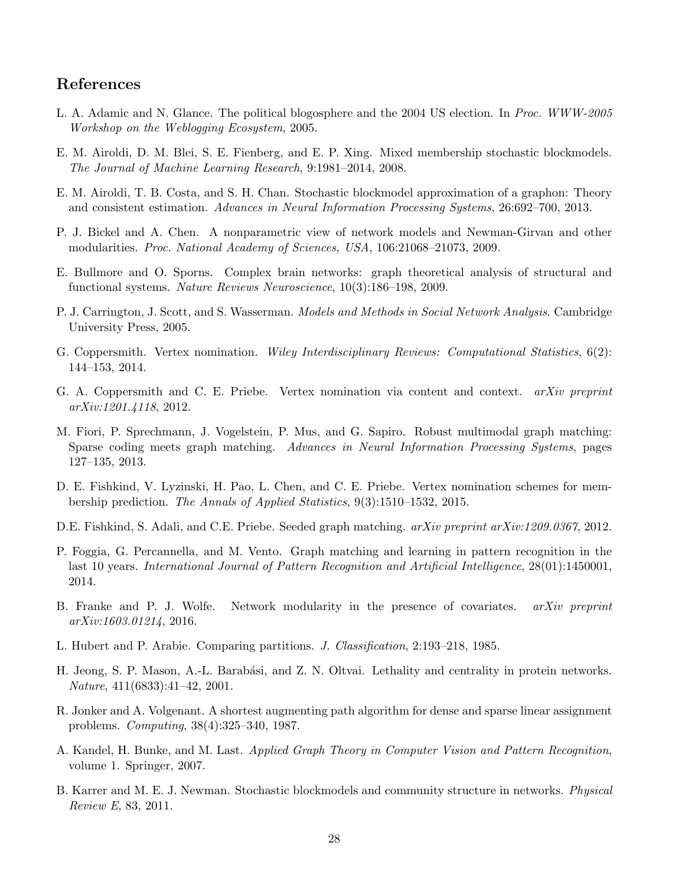## References

L. A. Adamic and N. Glance. The political blogosphere and the 2004 US election. In *Proc. WWW-2005 Workshop on the Weblogging Ecosystem*, 2005.

E. M. Airoldi, D. M. Blei, S. E. Fienberg, and E. P. Xing. Mixed membership stochastic blockmodels. *The Journal of Machine Learning Research*, 9:1981–2014, 2008.

E. M. Airoldi, T. B. Costa, and S. H. Chan. Stochastic blockmodel approximation of a graphon: Theory and consistent estimation. *Advances in Neural Information Processing Systems*, 26:692–700, 2013.

P. J. Bickel and A. Chen. A nonparametric view of network models and Newman-Girvan and other modularities. *Proc. National Academy of Sciences, USA*, 106:21068–21073, 2009.

E. Bullmore and O. Sporns. Complex brain networks: graph theoretical analysis of structural and functional systems. *Nature Reviews Neuroscience*, 10(3):186–198, 2009.

P. J. Carrington, J. Scott, and S. Wasserman. *Models and Methods in Social Network Analysis*. Cambridge University Press, 2005.

G. Coppersmith. Vertex nomination. *Wiley Interdisciplinary Reviews: Computational Statistics*, 6(2): 144–153, 2014.

G. A. Coppersmith and C. E. Priebe. Vertex nomination via content and context. *arXiv preprint arXiv:1201.4118*, 2012.

M. Fiori, P. Sprechmann, J. Vogelstein, P. Mus, and G. Sapiro. Robust multimodal graph matching: Sparse coding meets graph matching. *Advances in Neural Information Processing Systems*, pages 127–135, 2013.

D. E. Fishkind, V. Lyzinski, H. Pao, L. Chen, and C. E. Priebe. Vertex nomination schemes for membership prediction. *The Annals of Applied Statistics*, 9(3):1510–1532, 2015.

D.E. Fishkind, S. Adali, and C.E. Priebe. Seeded graph matching. *arXiv preprint arXiv:1209.0367*, 2012.

P. Foggia, G. Percannella, and M. Vento. Graph matching and learning in pattern recognition in the last 10 years. *International Journal of Pattern Recognition and Artificial Intelligence*, 28(01):1450001, 2014.

B. Franke and P. J. Wolfe. Network modularity in the presence of covariates. *arXiv preprint arXiv:1603.01214*, 2016.

L. Hubert and P. Arabie. Comparing partitions. *J. Classification*, 2:193–218, 1985.

H. Jeong, S. P. Mason, A.-L. Barabási, and Z. N. Oltvai. Lethality and centrality in protein networks. *Nature*, 411(6833):41–42, 2001.

R. Jonker and A. Volgenant. A shortest augmenting path algorithm for dense and sparse linear assignment problems. *Computing*, 38(4):325–340, 1987.

A. Kandel, H. Bunke, and M. Last. *Applied Graph Theory in Computer Vision and Pattern Recognition*, volume 1. Springer, 2007.

B. Karrer and M. E. J. Newman. Stochastic blockmodels and community structure in networks. *Physical Review E*, 83, 2011.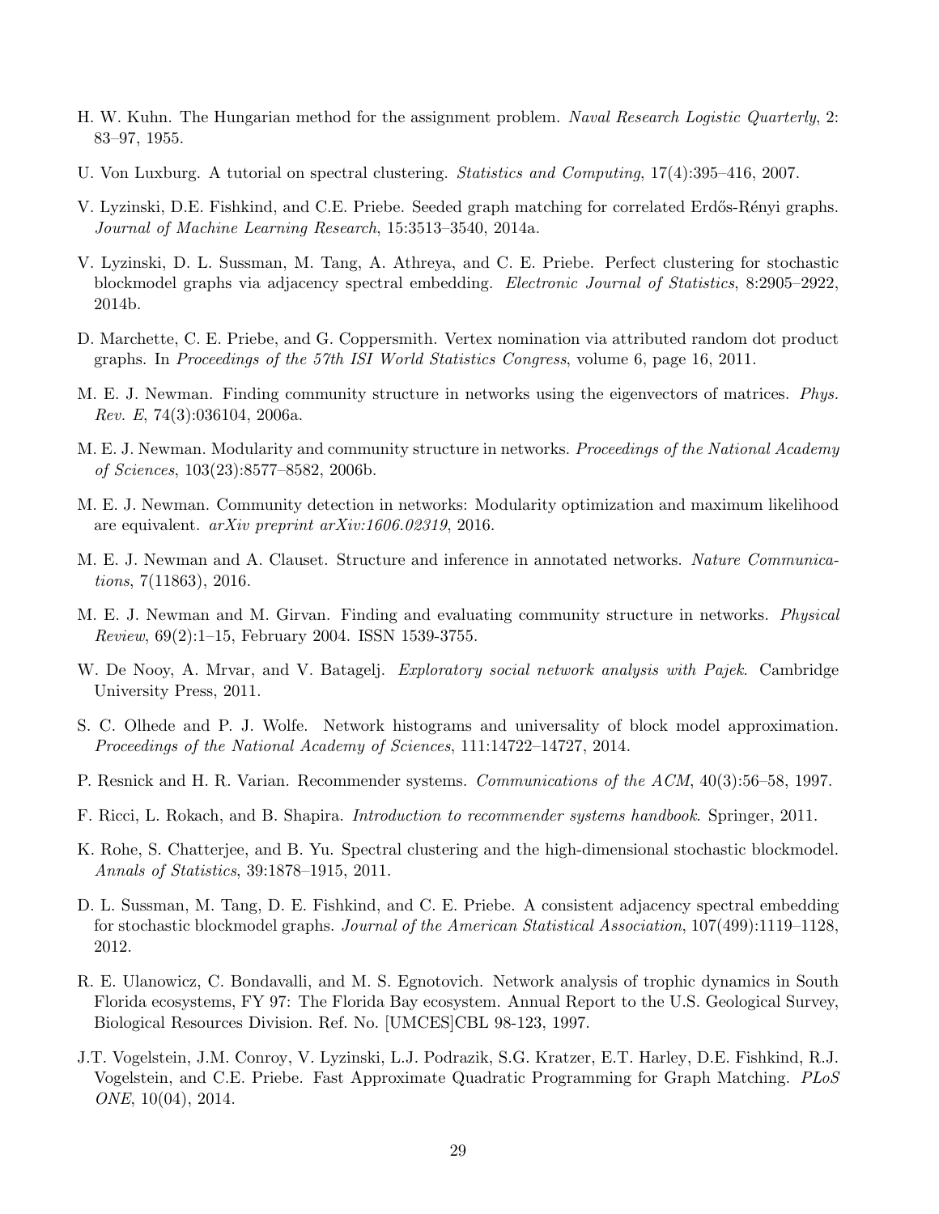H. W. Kuhn. The Hungarian method for the assignment problem. *Naval Research Logistic Quarterly*, 2: 83–97, 1955.

U. Von Luxburg. A tutorial on spectral clustering. *Statistics and Computing*, 17(4):395–416, 2007.

V. Lyzinski, D.E. Fishkind, and C.E. Priebe. Seeded graph matching for correlated Erdős-Rényi graphs. *Journal of Machine Learning Research*, 15:3513–3540, 2014a.

V. Lyzinski, D. L. Sussman, M. Tang, A. Athreya, and C. E. Priebe. Perfect clustering for stochastic blockmodel graphs via adjacency spectral embedding. *Electronic Journal of Statistics*, 8:2905–2922, 2014b.

D. Marchette, C. E. Priebe, and G. Coppersmith. Vertex nomination via attributed random dot product graphs. In *Proceedings of the 57th ISI World Statistics Congress*, volume 6, page 16, 2011.

M. E. J. Newman. Finding community structure in networks using the eigenvectors of matrices. *Phys. Rev. E*, 74(3):036104, 2006a.

M. E. J. Newman. Modularity and community structure in networks. *Proceedings of the National Academy of Sciences*, 103(23):8577–8582, 2006b.

M. E. J. Newman. Community detection in networks: Modularity optimization and maximum likelihood are equivalent. *arXiv preprint arXiv:1606.02319*, 2016.

M. E. J. Newman and A. Clauset. Structure and inference in annotated networks. *Nature Communications*, 7(11863), 2016.

M. E. J. Newman and M. Girvan. Finding and evaluating community structure in networks. *Physical Review*, 69(2):1–15, February 2004. ISSN 1539-3755.

W. De Nooy, A. Mrvar, and V. Batagelj. *Exploratory social network analysis with Pajek*. Cambridge University Press, 2011.

S. C. Olhede and P. J. Wolfe. Network histograms and universality of block model approximation. *Proceedings of the National Academy of Sciences*, 111:14722–14727, 2014.

P. Resnick and H. R. Varian. Recommender systems. *Communications of the ACM*, 40(3):56–58, 1997.

F. Ricci, L. Rokach, and B. Shapira. *Introduction to recommender systems handbook*. Springer, 2011.

K. Rohe, S. Chatterjee, and B. Yu. Spectral clustering and the high-dimensional stochastic blockmodel. *Annals of Statistics*, 39:1878–1915, 2011.

D. L. Sussman, M. Tang, D. E. Fishkind, and C. E. Priebe. A consistent adjacency spectral embedding for stochastic blockmodel graphs. *Journal of the American Statistical Association*, 107(499):1119–1128, 2012.

R. E. Ulanowicz, C. Bondavalli, and M. S. Egnotovich. Network analysis of trophic dynamics in South Florida ecosystems, FY 97: The Florida Bay ecosystem. Annual Report to the U.S. Geological Survey, Biological Resources Division. Ref. No. [UMCES]CBL 98-123, 1997.

J.T. Vogelstein, J.M. Conroy, V. Lyzinski, L.J. Podrazik, S.G. Kratzer, E.T. Harley, D.E. Fishkind, R.J. Vogelstein, and C.E. Priebe. Fast Approximate Quadratic Programming for Graph Matching. *PLoS ONE*, 10(04), 2014.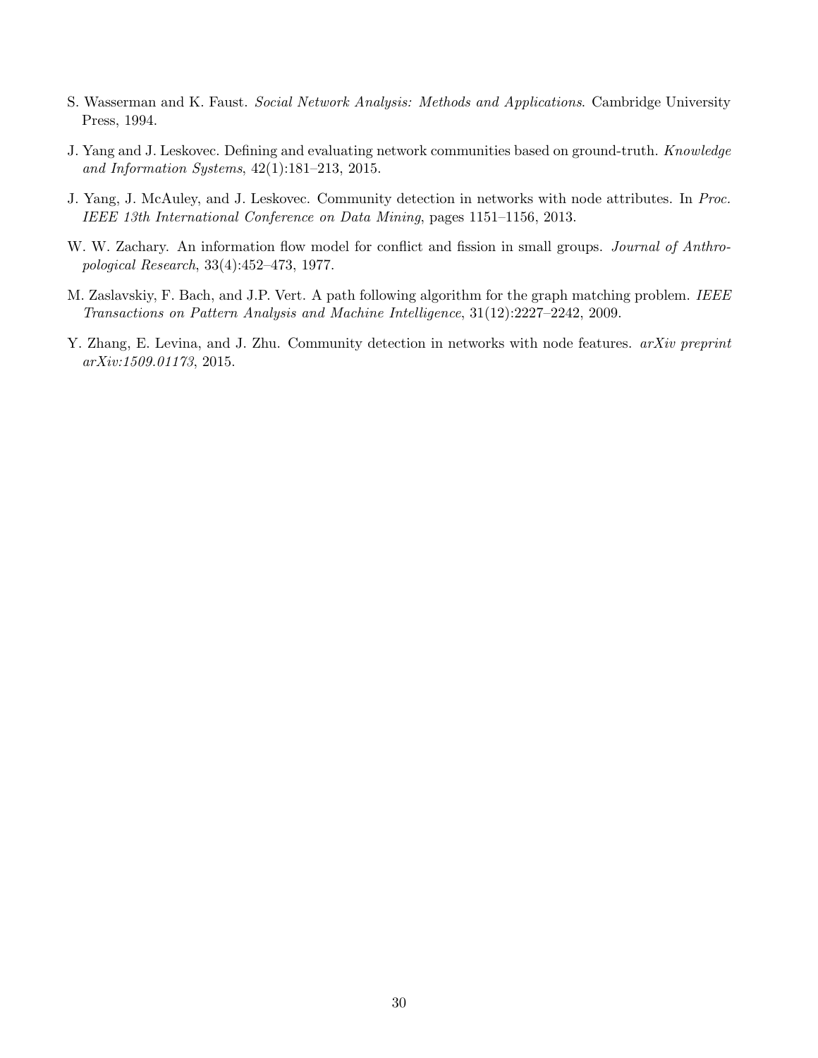S. Wasserman and K. Faust. *Social Network Analysis: Methods and Applications*. Cambridge University Press, 1994.

J. Yang and J. Leskovec. Defining and evaluating network communities based on ground-truth. *Knowledge and Information Systems*, 42(1):181–213, 2015.

J. Yang, J. McAuley, and J. Leskovec. Community detection in networks with node attributes. In *Proc. IEEE 13th International Conference on Data Mining*, pages 1151–1156, 2013.

W. W. Zachary. An information flow model for conflict and fission in small groups. *Journal of Anthropological Research*, 33(4):452–473, 1977.

M. Zaslavskiy, F. Bach, and J.P. Vert. A path following algorithm for the graph matching problem. *IEEE Transactions on Pattern Analysis and Machine Intelligence*, 31(12):2227–2242, 2009.

Y. Zhang, E. Levina, and J. Zhu. Community detection in networks with node features. *arXiv preprint arXiv:1509.01173*, 2015.